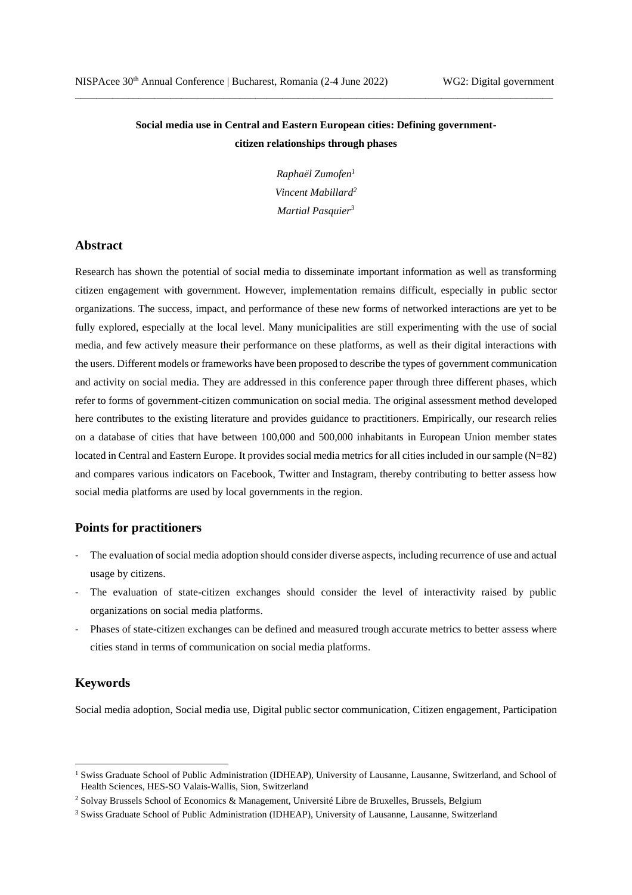# Social media use in Central and Eastern European cities: Defining government-citizen relationships through phases

*Raphaël Zumofen*[1]
*Vincent Mabillard*[2]
*Martial Pasquier*[3]

## Abstract

Research has shown the potential of social media to disseminate important information as well as transforming citizen engagement with government. However, implementation remains difficult, especially in public sector organizations. The success, impact, and performance of these new forms of networked interactions are yet to be fully explored, especially at the local level. Many municipalities are still experimenting with the use of social media, and few actively measure their performance on these platforms, as well as their digital interactions with the users. Different models or frameworks have been proposed to describe the types of government communication and activity on social media. They are addressed in this conference paper through three different phases, which refer to forms of government-citizen communication on social media. The original assessment method developed here contributes to the existing literature and provides guidance to practitioners. Empirically, our research relies on a database of cities that have between 100,000 and 500,000 inhabitants in European Union member states located in Central and Eastern Europe. It provides social media metrics for all cities included in our sample (N=82) and compares various indicators on Facebook, Twitter and Instagram, thereby contributing to better assess how social media platforms are used by local governments in the region.

## Points for practitioners

- The evaluation of social media adoption should consider diverse aspects, including recurrence of use and actual usage by citizens.
- The evaluation of state-citizen exchanges should consider the level of interactivity raised by public organizations on social media platforms.
- Phases of state-citizen exchanges can be defined and measured trough accurate metrics to better assess where cities stand in terms of communication on social media platforms.

## Keywords

Social media adoption, Social media use, Digital public sector communication, Citizen engagement, Participation

---

[1] Swiss Graduate School of Public Administration (IDHEAP), University of Lausanne, Lausanne, Switzerland, and School of Health Sciences, HES-SO Valais-Wallis, Sion, Switzerland

[2] Solvay Brussels School of Economics & Management, Université Libre de Bruxelles, Brussels, Belgium

[3] Swiss Graduate School of Public Administration (IDHEAP), University of Lausanne, Lausanne, Switzerland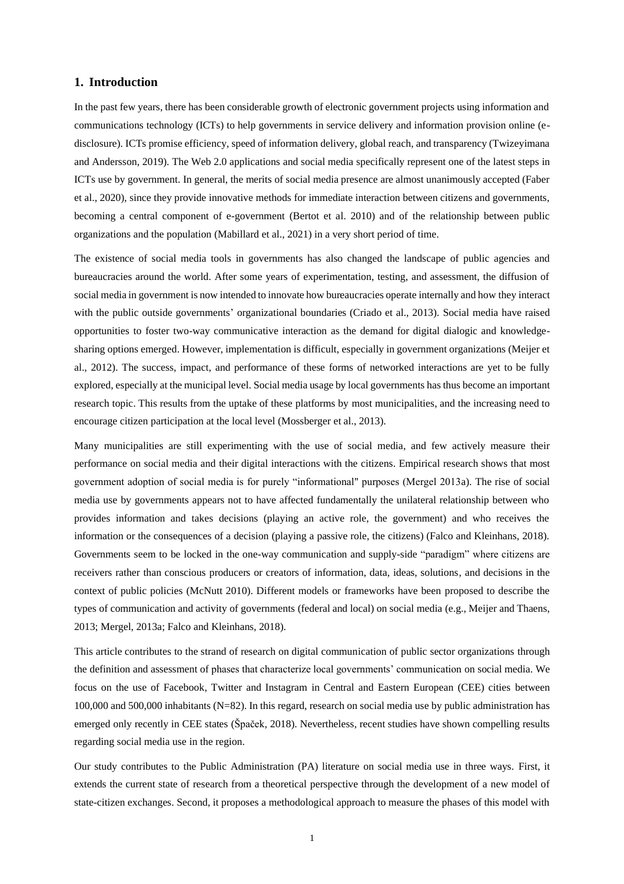## 1. Introduction

In the past few years, there has been considerable growth of electronic government projects using information and communications technology (ICTs) to help governments in service delivery and information provision online (e-disclosure). ICTs promise efficiency, speed of information delivery, global reach, and transparency (Twizeyimana and Andersson, 2019). The Web 2.0 applications and social media specifically represent one of the latest steps in ICTs use by government. In general, the merits of social media presence are almost unanimously accepted (Faber et al., 2020), since they provide innovative methods for immediate interaction between citizens and governments, becoming a central component of e-government (Bertot et al. 2010) and of the relationship between public organizations and the population (Mabillard et al., 2021) in a very short period of time.

The existence of social media tools in governments has also changed the landscape of public agencies and bureaucracies around the world. After some years of experimentation, testing, and assessment, the diffusion of social media in government is now intended to innovate how bureaucracies operate internally and how they interact with the public outside governments' organizational boundaries (Criado et al., 2013). Social media have raised opportunities to foster two-way communicative interaction as the demand for digital dialogic and knowledge-sharing options emerged. However, implementation is difficult, especially in government organizations (Meijer et al., 2012). The success, impact, and performance of these forms of networked interactions are yet to be fully explored, especially at the municipal level. Social media usage by local governments has thus become an important research topic. This results from the uptake of these platforms by most municipalities, and the increasing need to encourage citizen participation at the local level (Mossberger et al., 2013).

Many municipalities are still experimenting with the use of social media, and few actively measure their performance on social media and their digital interactions with the citizens. Empirical research shows that most government adoption of social media is for purely "informational" purposes (Mergel 2013a). The rise of social media use by governments appears not to have affected fundamentally the unilateral relationship between who provides information and takes decisions (playing an active role, the government) and who receives the information or the consequences of a decision (playing a passive role, the citizens) (Falco and Kleinhans, 2018). Governments seem to be locked in the one-way communication and supply-side "paradigm" where citizens are receivers rather than conscious producers or creators of information, data, ideas, solutions, and decisions in the context of public policies (McNutt 2010). Different models or frameworks have been proposed to describe the types of communication and activity of governments (federal and local) on social media (e.g., Meijer and Thaens, 2013; Mergel, 2013a; Falco and Kleinhans, 2018).

This article contributes to the strand of research on digital communication of public sector organizations through the definition and assessment of phases that characterize local governments' communication on social media. We focus on the use of Facebook, Twitter and Instagram in Central and Eastern European (CEE) cities between 100,000 and 500,000 inhabitants (N=82). In this regard, research on social media use by public administration has emerged only recently in CEE states (Špaček, 2018). Nevertheless, recent studies have shown compelling results regarding social media use in the region.

Our study contributes to the Public Administration (PA) literature on social media use in three ways. First, it extends the current state of research from a theoretical perspective through the development of a new model of state-citizen exchanges. Second, it proposes a methodological approach to measure the phases of this model with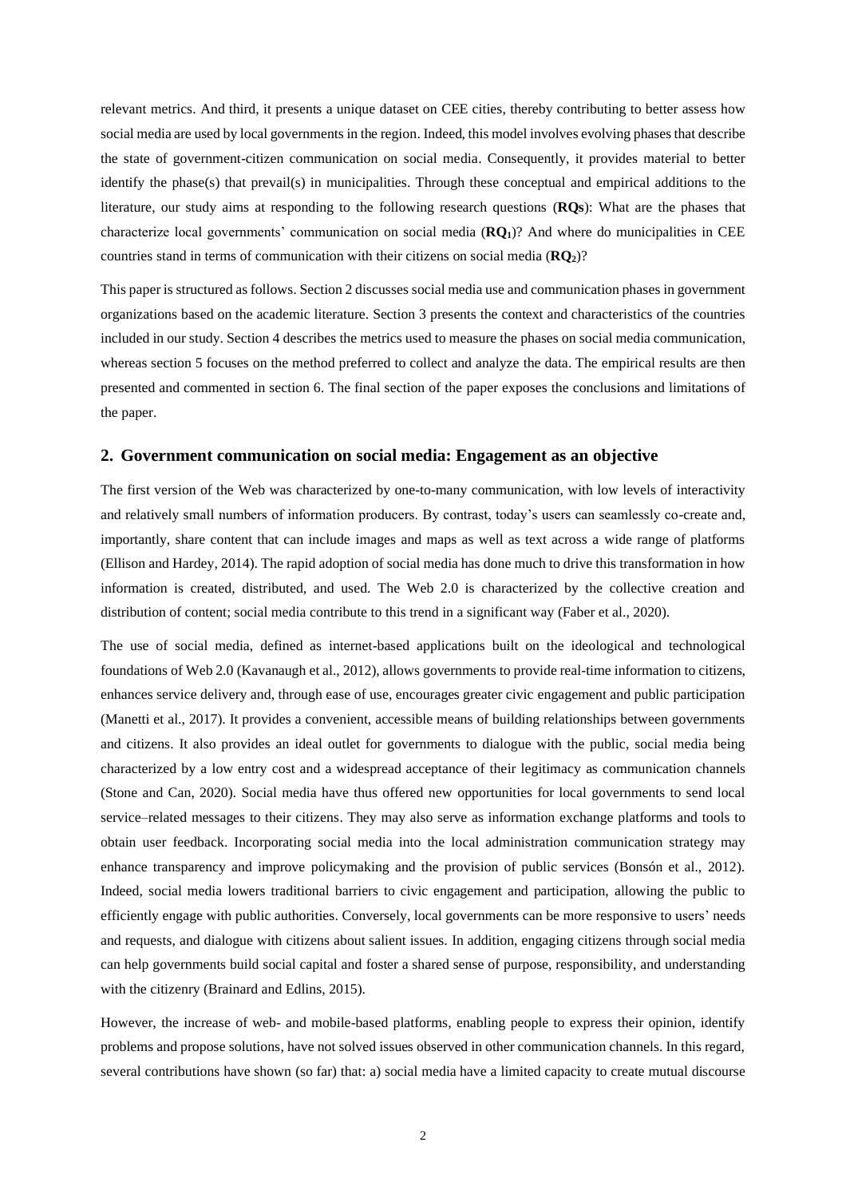relevant metrics. And third, it presents a unique dataset on CEE cities, thereby contributing to better assess how social media are used by local governments in the region. Indeed, this model involves evolving phases that describe the state of government-citizen communication on social media. Consequently, it provides material to better identify the phase(s) that prevail(s) in municipalities. Through these conceptual and empirical additions to the literature, our study aims at responding to the following research questions (**RQs**): What are the phases that characterize local governments' communication on social media (**RQ$_1$**)? And where do municipalities in CEE countries stand in terms of communication with their citizens on social media (**RQ$_2$**)?

This paper is structured as follows. Section 2 discusses social media use and communication phases in government organizations based on the academic literature. Section 3 presents the context and characteristics of the countries included in our study. Section 4 describes the metrics used to measure the phases on social media communication, whereas section 5 focuses on the method preferred to collect and analyze the data. The empirical results are then presented and commented in section 6. The final section of the paper exposes the conclusions and limitations of the paper.

## 2. Government communication on social media: Engagement as an objective

The first version of the Web was characterized by one-to-many communication, with low levels of interactivity and relatively small numbers of information producers. By contrast, today's users can seamlessly co-create and, importantly, share content that can include images and maps as well as text across a wide range of platforms (Ellison and Hardey, 2014). The rapid adoption of social media has done much to drive this transformation in how information is created, distributed, and used. The Web 2.0 is characterized by the collective creation and distribution of content; social media contribute to this trend in a significant way (Faber et al., 2020).

The use of social media, defined as internet-based applications built on the ideological and technological foundations of Web 2.0 (Kavanaugh et al., 2012), allows governments to provide real-time information to citizens, enhances service delivery and, through ease of use, encourages greater civic engagement and public participation (Manetti et al., 2017). It provides a convenient, accessible means of building relationships between governments and citizens. It also provides an ideal outlet for governments to dialogue with the public, social media being characterized by a low entry cost and a widespread acceptance of their legitimacy as communication channels (Stone and Can, 2020). Social media have thus offered new opportunities for local governments to send local service–related messages to their citizens. They may also serve as information exchange platforms and tools to obtain user feedback. Incorporating social media into the local administration communication strategy may enhance transparency and improve policymaking and the provision of public services (Bonsón et al., 2012). Indeed, social media lowers traditional barriers to civic engagement and participation, allowing the public to efficiently engage with public authorities. Conversely, local governments can be more responsive to users' needs and requests, and dialogue with citizens about salient issues. In addition, engaging citizens through social media can help governments build social capital and foster a shared sense of purpose, responsibility, and understanding with the citizenry (Brainard and Edlins, 2015).

However, the increase of web- and mobile-based platforms, enabling people to express their opinion, identify problems and propose solutions, have not solved issues observed in other communication channels. In this regard, several contributions have shown (so far) that: a) social media have a limited capacity to create mutual discourse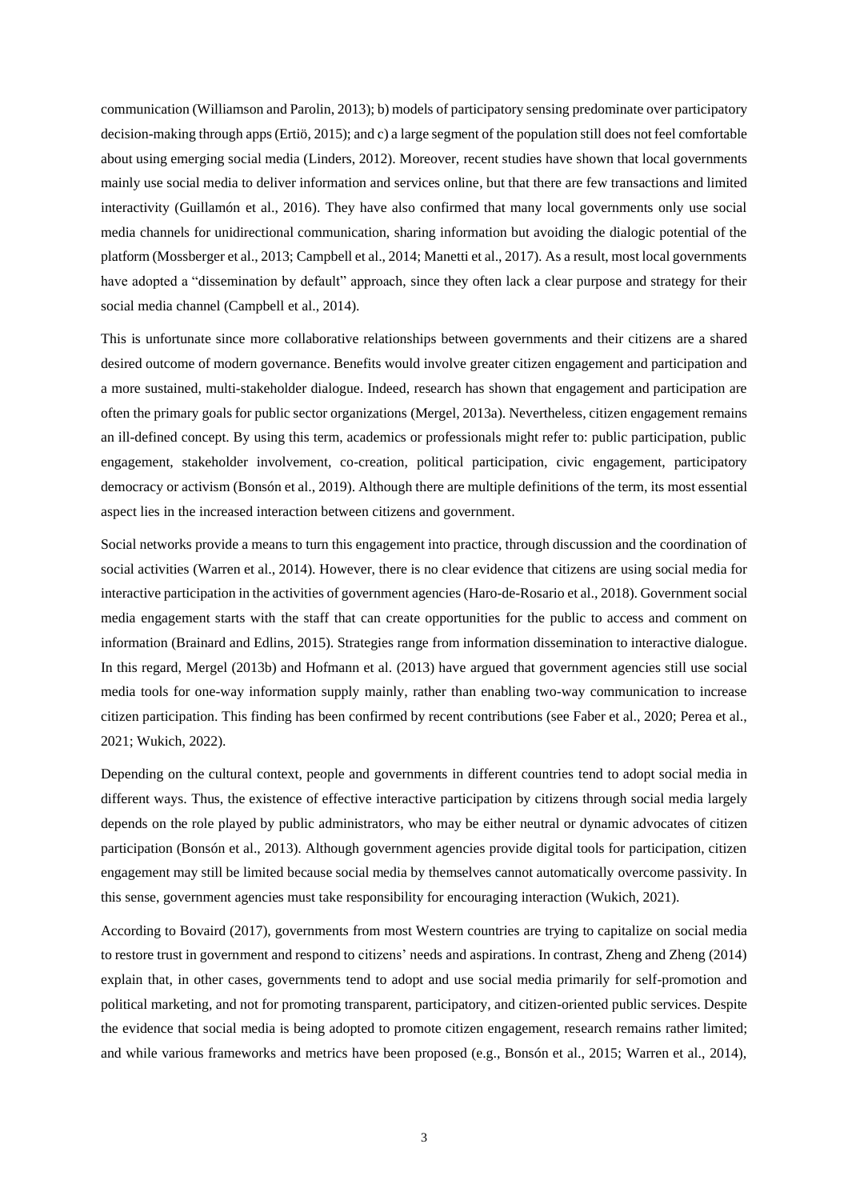communication (Williamson and Parolin, 2013); b) models of participatory sensing predominate over participatory decision-making through apps (Ertiö, 2015); and c) a large segment of the population still does not feel comfortable about using emerging social media (Linders, 2012). Moreover, recent studies have shown that local governments mainly use social media to deliver information and services online, but that there are few transactions and limited interactivity (Guillamón et al., 2016). They have also confirmed that many local governments only use social media channels for unidirectional communication, sharing information but avoiding the dialogic potential of the platform (Mossberger et al., 2013; Campbell et al., 2014; Manetti et al., 2017). As a result, most local governments have adopted a "dissemination by default" approach, since they often lack a clear purpose and strategy for their social media channel (Campbell et al., 2014).

This is unfortunate since more collaborative relationships between governments and their citizens are a shared desired outcome of modern governance. Benefits would involve greater citizen engagement and participation and a more sustained, multi-stakeholder dialogue. Indeed, research has shown that engagement and participation are often the primary goals for public sector organizations (Mergel, 2013a). Nevertheless, citizen engagement remains an ill-defined concept. By using this term, academics or professionals might refer to: public participation, public engagement, stakeholder involvement, co-creation, political participation, civic engagement, participatory democracy or activism (Bonsón et al., 2019). Although there are multiple definitions of the term, its most essential aspect lies in the increased interaction between citizens and government.

Social networks provide a means to turn this engagement into practice, through discussion and the coordination of social activities (Warren et al., 2014). However, there is no clear evidence that citizens are using social media for interactive participation in the activities of government agencies (Haro-de-Rosario et al., 2018). Government social media engagement starts with the staff that can create opportunities for the public to access and comment on information (Brainard and Edlins, 2015). Strategies range from information dissemination to interactive dialogue. In this regard, Mergel (2013b) and Hofmann et al. (2013) have argued that government agencies still use social media tools for one-way information supply mainly, rather than enabling two-way communication to increase citizen participation. This finding has been confirmed by recent contributions (see Faber et al., 2020; Perea et al., 2021; Wukich, 2022).

Depending on the cultural context, people and governments in different countries tend to adopt social media in different ways. Thus, the existence of effective interactive participation by citizens through social media largely depends on the role played by public administrators, who may be either neutral or dynamic advocates of citizen participation (Bonsón et al., 2013). Although government agencies provide digital tools for participation, citizen engagement may still be limited because social media by themselves cannot automatically overcome passivity. In this sense, government agencies must take responsibility for encouraging interaction (Wukich, 2021).

According to Bovaird (2017), governments from most Western countries are trying to capitalize on social media to restore trust in government and respond to citizens' needs and aspirations. In contrast, Zheng and Zheng (2014) explain that, in other cases, governments tend to adopt and use social media primarily for self-promotion and political marketing, and not for promoting transparent, participatory, and citizen-oriented public services. Despite the evidence that social media is being adopted to promote citizen engagement, research remains rather limited; and while various frameworks and metrics have been proposed (e.g., Bonsón et al., 2015; Warren et al., 2014),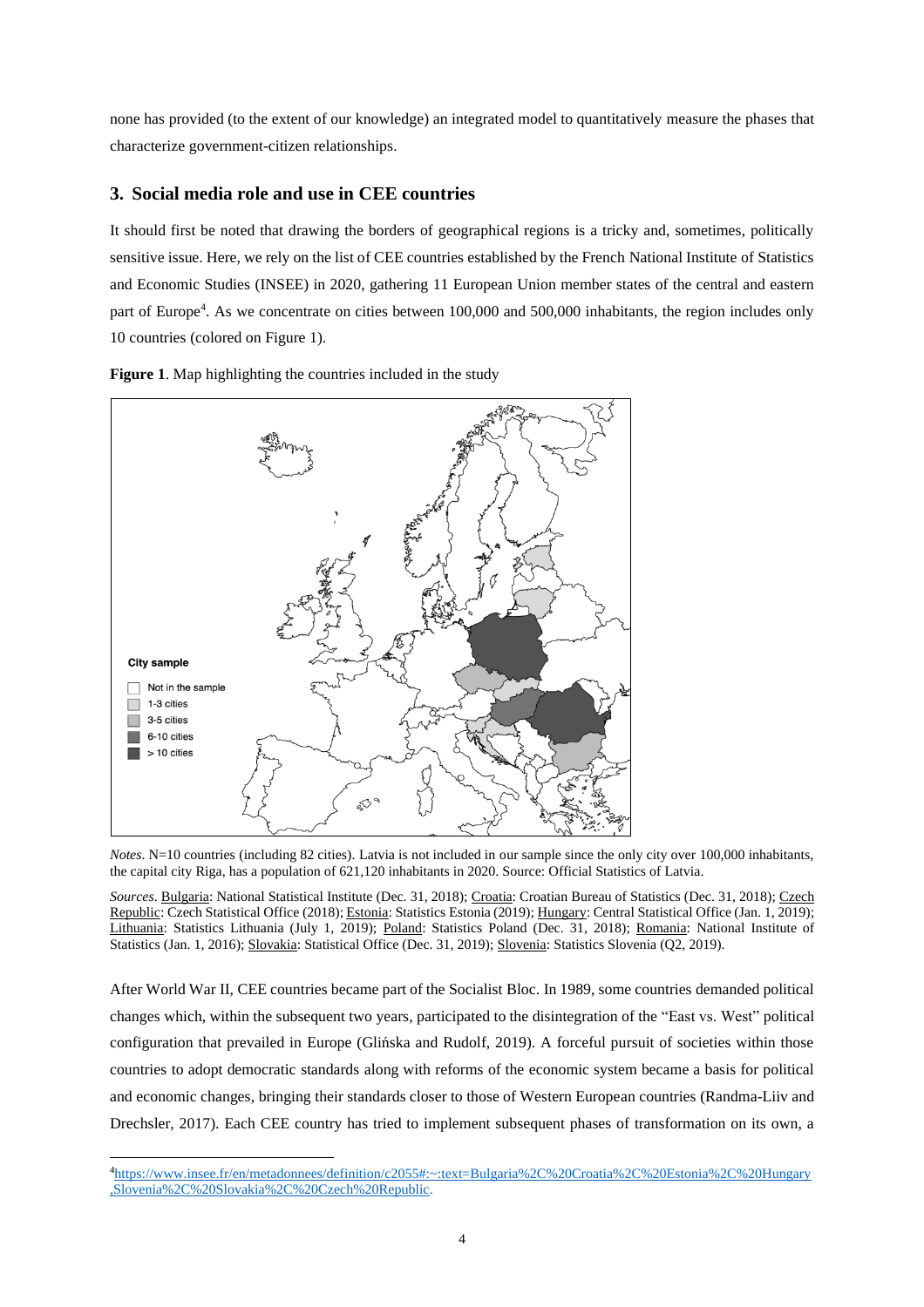none has provided (to the extent of our knowledge) an integrated model to quantitatively measure the phases that characterize government-citizen relationships.

## 3. Social media role and use in CEE countries

It should first be noted that drawing the borders of geographical regions is a tricky and, sometimes, politically sensitive issue. Here, we rely on the list of CEE countries established by the French National Institute of Statistics and Economic Studies (INSEE) in 2020, gathering 11 European Union member states of the central and eastern part of Europe[4]. As we concentrate on cities between 100,000 and 500,000 inhabitants, the region includes only 10 countries (colored on Figure 1).

**Figure 1**. Map highlighting the countries included in the study

*Notes*. N=10 countries (including 82 cities). Latvia is not included in our sample since the only city over 100,000 inhabitants, the capital city Riga, has a population of 621,120 inhabitants in 2020. Source: Official Statistics of Latvia.

*Sources*. Bulgaria: National Statistical Institute (Dec. 31, 2018); Croatia: Croatian Bureau of Statistics (Dec. 31, 2018); Czech Republic: Czech Statistical Office (2018); Estonia: Statistics Estonia (2019); Hungary: Central Statistical Office (Jan. 1, 2019); Lithuania: Statistics Lithuania (July 1, 2019); Poland: Statistics Poland (Dec. 31, 2018); Romania: National Institute of Statistics (Jan. 1, 2016); Slovakia: Statistical Office (Dec. 31, 2019); Slovenia: Statistics Slovenia (Q2, 2019).

After World War II, CEE countries became part of the Socialist Bloc. In 1989, some countries demanded political changes which, within the subsequent two years, participated to the disintegration of the "East vs. West" political configuration that prevailed in Europe (Glińska and Rudolf, 2019). A forceful pursuit of societies within those countries to adopt democratic standards along with reforms of the economic system became a basis for political and economic changes, bringing their standards closer to those of Western European countries (Randma-Liiv and Drechsler, 2017). Each CEE country has tried to implement subsequent phases of transformation on its own, a

[4] https://www.insee.fr/en/metadonnees/definition/c2055#:~:text=Bulgaria%2C%20Croatia%2C%20Estonia%2C%20Hungary,Slovenia%2C%20Slovakia%2C%20Czech%20Republic.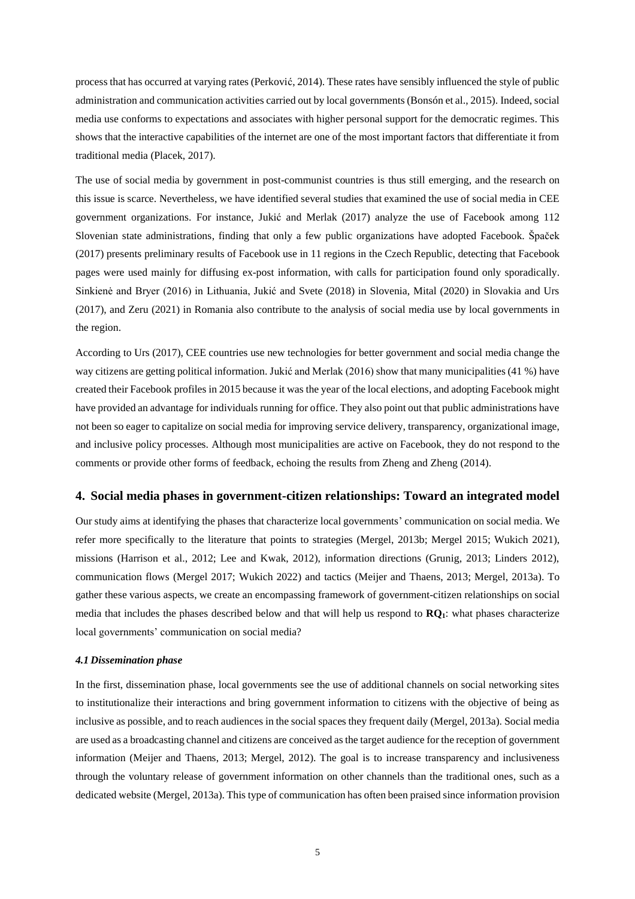process that has occurred at varying rates (Perković, 2014). These rates have sensibly influenced the style of public administration and communication activities carried out by local governments (Bonsón et al., 2015). Indeed, social media use conforms to expectations and associates with higher personal support for the democratic regimes. This shows that the interactive capabilities of the internet are one of the most important factors that differentiate it from traditional media (Placek, 2017).

The use of social media by government in post-communist countries is thus still emerging, and the research on this issue is scarce. Nevertheless, we have identified several studies that examined the use of social media in CEE government organizations. For instance, Jukić and Merlak (2017) analyze the use of Facebook among 112 Slovenian state administrations, finding that only a few public organizations have adopted Facebook. Špaček (2017) presents preliminary results of Facebook use in 11 regions in the Czech Republic, detecting that Facebook pages were used mainly for diffusing ex-post information, with calls for participation found only sporadically. Sinkienė and Bryer (2016) in Lithuania, Jukić and Svete (2018) in Slovenia, Mital (2020) in Slovakia and Urs (2017), and Zeru (2021) in Romania also contribute to the analysis of social media use by local governments in the region.

According to Urs (2017), CEE countries use new technologies for better government and social media change the way citizens are getting political information. Jukić and Merlak (2016) show that many municipalities (41 %) have created their Facebook profiles in 2015 because it was the year of the local elections, and adopting Facebook might have provided an advantage for individuals running for office. They also point out that public administrations have not been so eager to capitalize on social media for improving service delivery, transparency, organizational image, and inclusive policy processes. Although most municipalities are active on Facebook, they do not respond to the comments or provide other forms of feedback, echoing the results from Zheng and Zheng (2014).

## 4. Social media phases in government-citizen relationships: Toward an integrated model

Our study aims at identifying the phases that characterize local governments' communication on social media. We refer more specifically to the literature that points to strategies (Mergel, 2013b; Mergel 2015; Wukich 2021), missions (Harrison et al., 2012; Lee and Kwak, 2012), information directions (Grunig, 2013; Linders 2012), communication flows (Mergel 2017; Wukich 2022) and tactics (Meijer and Thaens, 2013; Mergel, 2013a). To gather these various aspects, we create an encompassing framework of government-citizen relationships on social media that includes the phases described below and that will help us respond to **RQ$_1$**: what phases characterize local governments' communication on social media?

### *4.1 Dissemination phase*

In the first, dissemination phase, local governments see the use of additional channels on social networking sites to institutionalize their interactions and bring government information to citizens with the objective of being as inclusive as possible, and to reach audiences in the social spaces they frequent daily (Mergel, 2013a). Social media are used as a broadcasting channel and citizens are conceived as the target audience for the reception of government information (Meijer and Thaens, 2013; Mergel, 2012). The goal is to increase transparency and inclusiveness through the voluntary release of government information on other channels than the traditional ones, such as a dedicated website (Mergel, 2013a). This type of communication has often been praised since information provision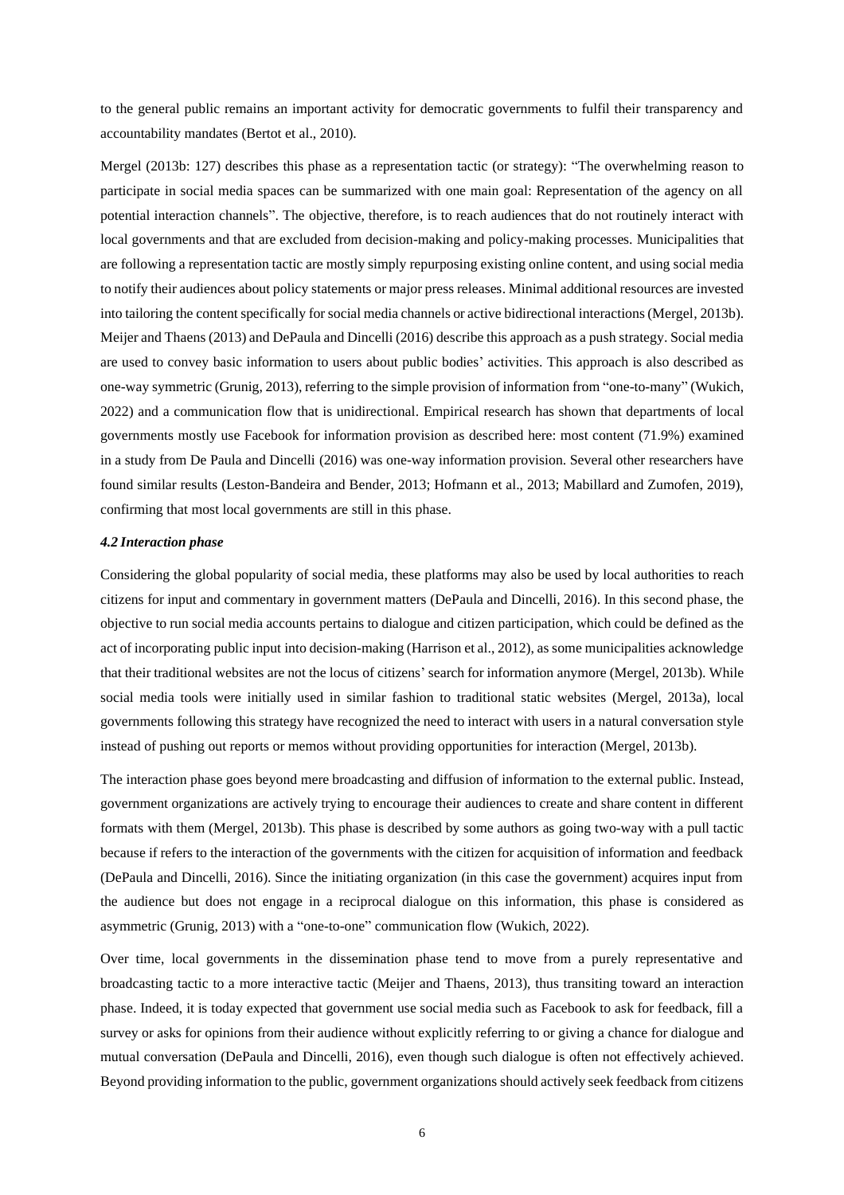to the general public remains an important activity for democratic governments to fulfil their transparency and accountability mandates (Bertot et al., 2010).

Mergel (2013b: 127) describes this phase as a representation tactic (or strategy): "The overwhelming reason to participate in social media spaces can be summarized with one main goal: Representation of the agency on all potential interaction channels". The objective, therefore, is to reach audiences that do not routinely interact with local governments and that are excluded from decision-making and policy-making processes. Municipalities that are following a representation tactic are mostly simply repurposing existing online content, and using social media to notify their audiences about policy statements or major press releases. Minimal additional resources are invested into tailoring the content specifically for social media channels or active bidirectional interactions (Mergel, 2013b). Meijer and Thaens (2013) and DePaula and Dincelli (2016) describe this approach as a push strategy. Social media are used to convey basic information to users about public bodies' activities. This approach is also described as one-way symmetric (Grunig, 2013), referring to the simple provision of information from "one-to-many" (Wukich, 2022) and a communication flow that is unidirectional. Empirical research has shown that departments of local governments mostly use Facebook for information provision as described here: most content (71.9%) examined in a study from De Paula and Dincelli (2016) was one-way information provision. Several other researchers have found similar results (Leston-Bandeira and Bender, 2013; Hofmann et al., 2013; Mabillard and Zumofen, 2019), confirming that most local governments are still in this phase.

#### *4.2 Interaction phase*

Considering the global popularity of social media, these platforms may also be used by local authorities to reach citizens for input and commentary in government matters (DePaula and Dincelli, 2016). In this second phase, the objective to run social media accounts pertains to dialogue and citizen participation, which could be defined as the act of incorporating public input into decision-making (Harrison et al., 2012), as some municipalities acknowledge that their traditional websites are not the locus of citizens' search for information anymore (Mergel, 2013b). While social media tools were initially used in similar fashion to traditional static websites (Mergel, 2013a), local governments following this strategy have recognized the need to interact with users in a natural conversation style instead of pushing out reports or memos without providing opportunities for interaction (Mergel, 2013b).

The interaction phase goes beyond mere broadcasting and diffusion of information to the external public. Instead, government organizations are actively trying to encourage their audiences to create and share content in different formats with them (Mergel, 2013b). This phase is described by some authors as going two-way with a pull tactic because if refers to the interaction of the governments with the citizen for acquisition of information and feedback (DePaula and Dincelli, 2016). Since the initiating organization (in this case the government) acquires input from the audience but does not engage in a reciprocal dialogue on this information, this phase is considered as asymmetric (Grunig, 2013) with a "one-to-one" communication flow (Wukich, 2022).

Over time, local governments in the dissemination phase tend to move from a purely representative and broadcasting tactic to a more interactive tactic (Meijer and Thaens, 2013), thus transiting toward an interaction phase. Indeed, it is today expected that government use social media such as Facebook to ask for feedback, fill a survey or asks for opinions from their audience without explicitly referring to or giving a chance for dialogue and mutual conversation (DePaula and Dincelli, 2016), even though such dialogue is often not effectively achieved. Beyond providing information to the public, government organizations should actively seek feedback from citizens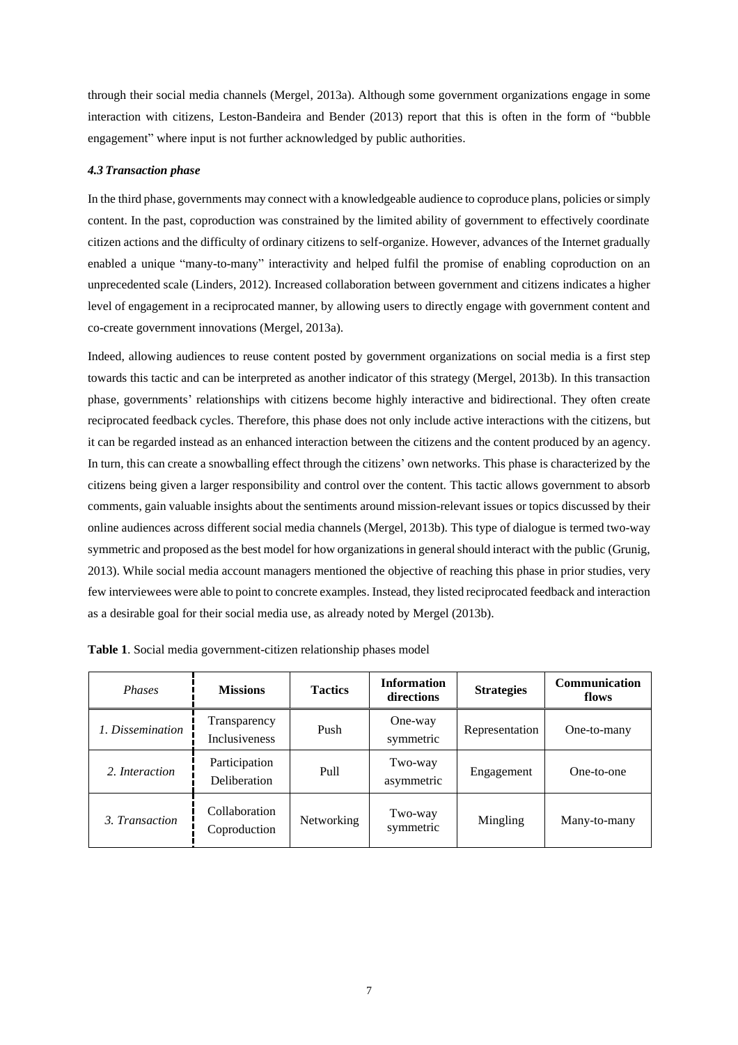through their social media channels (Mergel, 2013a). Although some government organizations engage in some interaction with citizens, Leston-Bandeira and Bender (2013) report that this is often in the form of "bubble engagement" where input is not further acknowledged by public authorities.

#### *4.3 Transaction phase*

In the third phase, governments may connect with a knowledgeable audience to coproduce plans, policies or simply content. In the past, coproduction was constrained by the limited ability of government to effectively coordinate citizen actions and the difficulty of ordinary citizens to self-organize. However, advances of the Internet gradually enabled a unique "many-to-many" interactivity and helped fulfil the promise of enabling coproduction on an unprecedented scale (Linders, 2012). Increased collaboration between government and citizens indicates a higher level of engagement in a reciprocated manner, by allowing users to directly engage with government content and co-create government innovations (Mergel, 2013a).

Indeed, allowing audiences to reuse content posted by government organizations on social media is a first step towards this tactic and can be interpreted as another indicator of this strategy (Mergel, 2013b). In this transaction phase, governments' relationships with citizens become highly interactive and bidirectional. They often create reciprocated feedback cycles. Therefore, this phase does not only include active interactions with the citizens, but it can be regarded instead as an enhanced interaction between the citizens and the content produced by an agency. In turn, this can create a snowballing effect through the citizens' own networks. This phase is characterized by the citizens being given a larger responsibility and control over the content. This tactic allows government to absorb comments, gain valuable insights about the sentiments around mission-relevant issues or topics discussed by their online audiences across different social media channels (Mergel, 2013b). This type of dialogue is termed two-way symmetric and proposed as the best model for how organizations in general should interact with the public (Grunig, 2013). While social media account managers mentioned the objective of reaching this phase in prior studies, very few interviewees were able to point to concrete examples. Instead, they listed reciprocated feedback and interaction as a desirable goal for their social media use, as already noted by Mergel (2013b).

**Table 1**. Social media government-citizen relationship phases model

| *Phases* | **Missions** | **Tactics** | **Information directions** | **Strategies** | **Communication flows** |
|---|---|---|---|---|---|
| *1. Dissemination* | Transparency Inclusiveness | Push | One-way symmetric | Representation | One-to-many |
| *2. Interaction* | Participation Deliberation | Pull | Two-way asymmetric | Engagement | One-to-one |
| *3. Transaction* | Collaboration Coproduction | Networking | Two-way symmetric | Mingling | Many-to-many |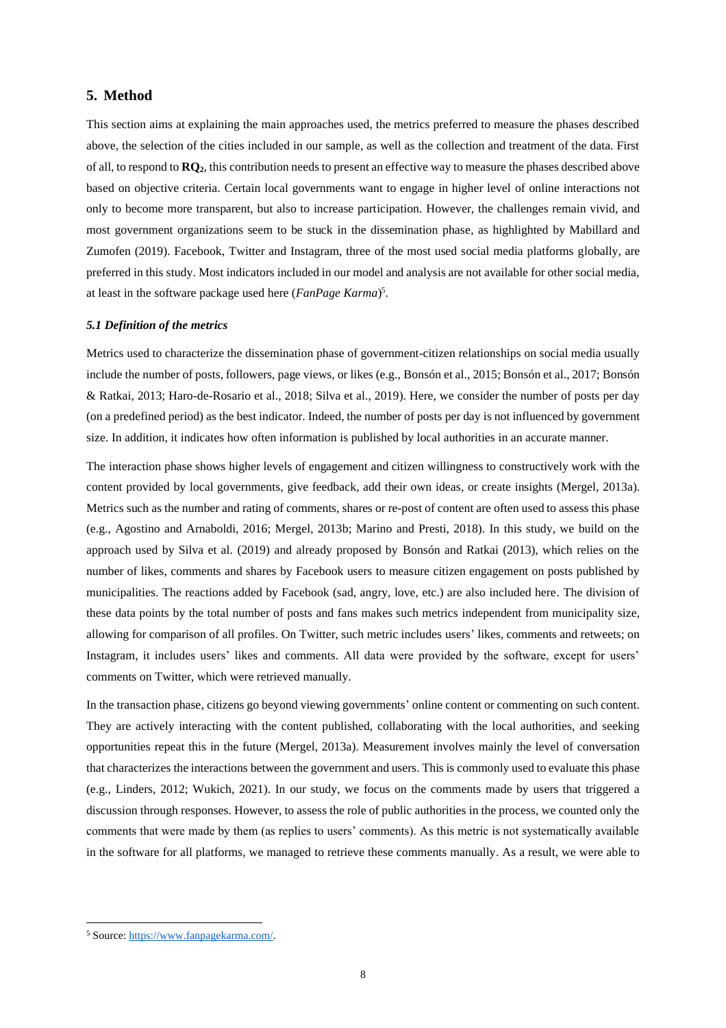## 5. Method

This section aims at explaining the main approaches used, the metrics preferred to measure the phases described above, the selection of the cities included in our sample, as well as the collection and treatment of the data. First of all, to respond to **RQ$_2$**, this contribution needs to present an effective way to measure the phases described above based on objective criteria. Certain local governments want to engage in higher level of online interactions not only to become more transparent, but also to increase participation. However, the challenges remain vivid, and most government organizations seem to be stuck in the dissemination phase, as highlighted by Mabillard and Zumofen (2019). Facebook, Twitter and Instagram, three of the most used social media platforms globally, are preferred in this study. Most indicators included in our model and analysis are not available for other social media, at least in the software package used here (*FanPage Karma*)[5].

### *5.1 Definition of the metrics*

Metrics used to characterize the dissemination phase of government-citizen relationships on social media usually include the number of posts, followers, page views, or likes (e.g., Bonsón et al., 2015; Bonsón et al., 2017; Bonsón & Ratkai, 2013; Haro-de-Rosario et al., 2018; Silva et al., 2019). Here, we consider the number of posts per day (on a predefined period) as the best indicator. Indeed, the number of posts per day is not influenced by government size. In addition, it indicates how often information is published by local authorities in an accurate manner.

The interaction phase shows higher levels of engagement and citizen willingness to constructively work with the content provided by local governments, give feedback, add their own ideas, or create insights (Mergel, 2013a). Metrics such as the number and rating of comments, shares or re-post of content are often used to assess this phase (e.g., Agostino and Arnaboldi, 2016; Mergel, 2013b; Marino and Presti, 2018). In this study, we build on the approach used by Silva et al. (2019) and already proposed by Bonsón and Ratkai (2013), which relies on the number of likes, comments and shares by Facebook users to measure citizen engagement on posts published by municipalities. The reactions added by Facebook (sad, angry, love, etc.) are also included here. The division of these data points by the total number of posts and fans makes such metrics independent from municipality size, allowing for comparison of all profiles. On Twitter, such metric includes users' likes, comments and retweets; on Instagram, it includes users' likes and comments. All data were provided by the software, except for users' comments on Twitter, which were retrieved manually.

In the transaction phase, citizens go beyond viewing governments' online content or commenting on such content. They are actively interacting with the content published, collaborating with the local authorities, and seeking opportunities repeat this in the future (Mergel, 2013a). Measurement involves mainly the level of conversation that characterizes the interactions between the government and users. This is commonly used to evaluate this phase (e.g., Linders, 2012; Wukich, 2021). In our study, we focus on the comments made by users that triggered a discussion through responses. However, to assess the role of public authorities in the process, we counted only the comments that were made by them (as replies to users' comments). As this metric is not systematically available in the software for all platforms, we managed to retrieve these comments manually. As a result, we were able to

[5] Source: https://www.fanpagekarma.com/.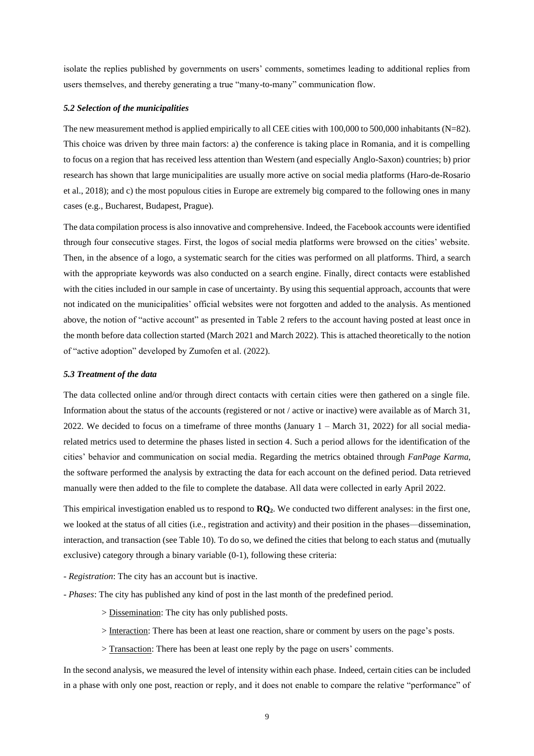isolate the replies published by governments on users' comments, sometimes leading to additional replies from users themselves, and thereby generating a true "many-to-many" communication flow.

### *5.2 Selection of the municipalities*

The new measurement method is applied empirically to all CEE cities with 100,000 to 500,000 inhabitants (N=82). This choice was driven by three main factors: a) the conference is taking place in Romania, and it is compelling to focus on a region that has received less attention than Western (and especially Anglo-Saxon) countries; b) prior research has shown that large municipalities are usually more active on social media platforms (Haro-de-Rosario et al., 2018); and c) the most populous cities in Europe are extremely big compared to the following ones in many cases (e.g., Bucharest, Budapest, Prague).

The data compilation process is also innovative and comprehensive. Indeed, the Facebook accounts were identified through four consecutive stages. First, the logos of social media platforms were browsed on the cities' website. Then, in the absence of a logo, a systematic search for the cities was performed on all platforms. Third, a search with the appropriate keywords was also conducted on a search engine. Finally, direct contacts were established with the cities included in our sample in case of uncertainty. By using this sequential approach, accounts that were not indicated on the municipalities' official websites were not forgotten and added to the analysis. As mentioned above, the notion of "active account" as presented in Table 2 refers to the account having posted at least once in the month before data collection started (March 2021 and March 2022). This is attached theoretically to the notion of "active adoption" developed by Zumofen et al. (2022).

### *5.3 Treatment of the data*

The data collected online and/or through direct contacts with certain cities were then gathered on a single file. Information about the status of the accounts (registered or not / active or inactive) were available as of March 31, 2022. We decided to focus on a timeframe of three months (January 1 – March 31, 2022) for all social media-related metrics used to determine the phases listed in section 4. Such a period allows for the identification of the cities' behavior and communication on social media. Regarding the metrics obtained through *FanPage Karma*, the software performed the analysis by extracting the data for each account on the defined period. Data retrieved manually were then added to the file to complete the database. All data were collected in early April 2022.

This empirical investigation enabled us to respond to **RQ$_2$**. We conducted two different analyses: in the first one, we looked at the status of all cities (i.e., registration and activity) and their position in the phases—dissemination, interaction, and transaction (see Table 10). To do so, we defined the cities that belong to each status and (mutually exclusive) category through a binary variable (0-1), following these criteria:

- *Registration*: The city has an account but is inactive.
- *Phases*: The city has published any kind of post in the last month of the predefined period.
    - > Dissemination: The city has only published posts.
    - > Interaction: There has been at least one reaction, share or comment by users on the page's posts.
    - > Transaction: There has been at least one reply by the page on users' comments.

In the second analysis, we measured the level of intensity within each phase. Indeed, certain cities can be included in a phase with only one post, reaction or reply, and it does not enable to compare the relative "performance" of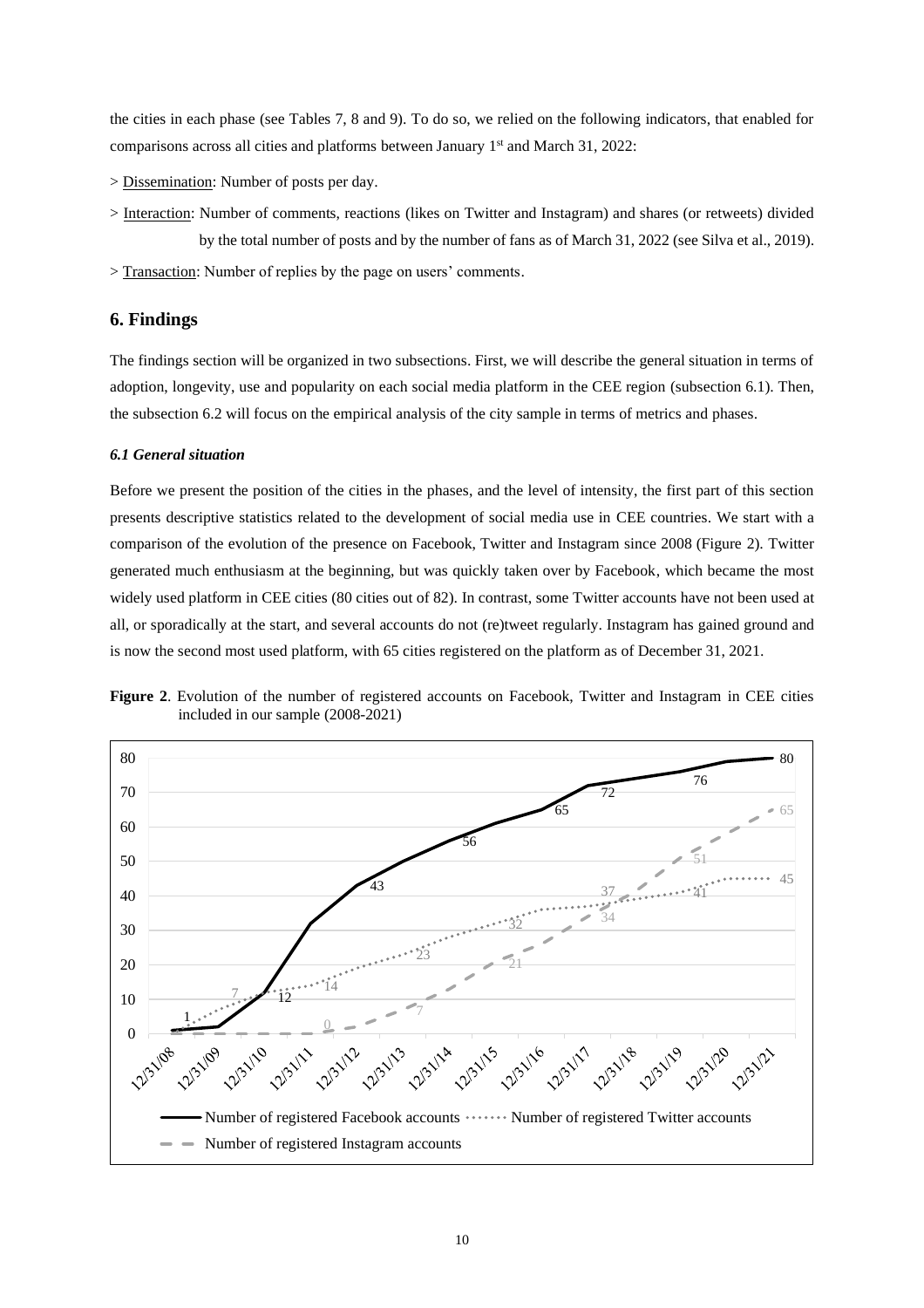the cities in each phase (see Tables 7, 8 and 9). To do so, we relied on the following indicators, that enabled for comparisons across all cities and platforms between January 1st and March 31, 2022:

> Dissemination: Number of posts per day.

> Interaction: Number of comments, reactions (likes on Twitter and Instagram) and shares (or retweets) divided by the total number of posts and by the number of fans as of March 31, 2022 (see Silva et al., 2019).

> Transaction: Number of replies by the page on users' comments.

## 6. Findings

The findings section will be organized in two subsections. First, we will describe the general situation in terms of adoption, longevity, use and popularity on each social media platform in the CEE region (subsection 6.1). Then, the subsection 6.2 will focus on the empirical analysis of the city sample in terms of metrics and phases.

### *6.1 General situation*

Before we present the position of the cities in the phases, and the level of intensity, the first part of this section presents descriptive statistics related to the development of social media use in CEE countries. We start with a comparison of the evolution of the presence on Facebook, Twitter and Instagram since 2008 (Figure 2). Twitter generated much enthusiasm at the beginning, but was quickly taken over by Facebook, which became the most widely used platform in CEE cities (80 cities out of 82). In contrast, some Twitter accounts have not been used at all, or sporadically at the start, and several accounts do not (re)tweet regularly. Instagram has gained ground and is now the second most used platform, with 65 cities registered on the platform as of December 31, 2021.

**Figure 2**. Evolution of the number of registered accounts on Facebook, Twitter and Instagram in CEE cities included in our sample (2008-2021)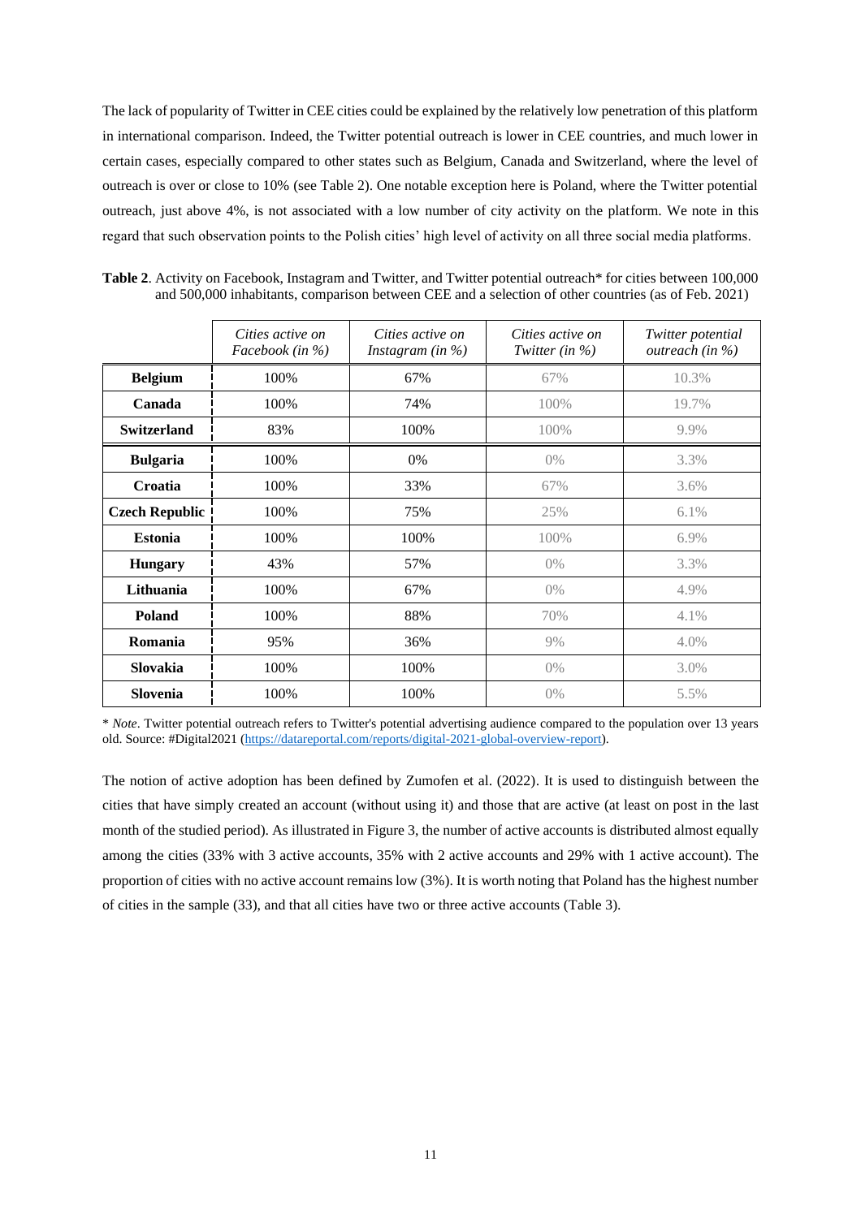The lack of popularity of Twitter in CEE cities could be explained by the relatively low penetration of this platform in international comparison. Indeed, the Twitter potential outreach is lower in CEE countries, and much lower in certain cases, especially compared to other states such as Belgium, Canada and Switzerland, where the level of outreach is over or close to 10% (see Table 2). One notable exception here is Poland, where the Twitter potential outreach, just above 4%, is not associated with a low number of city activity on the platform. We note in this regard that such observation points to the Polish cities' high level of activity on all three social media platforms.

**Table 2**. Activity on Facebook, Instagram and Twitter, and Twitter potential outreach* for cities between 100,000 and 500,000 inhabitants, comparison between CEE and a selection of other countries (as of Feb. 2021)

| | *Cities active on Facebook (in %)* | *Cities active on Instagram (in %)* | *Cities active on Twitter (in %)* | *Twitter potential outreach (in %)* |
|---|---|---|---|---|
| **Belgium** | 100% | 67% | 67% | 10.3% |
| **Canada** | 100% | 74% | 100% | 19.7% |
| **Switzerland** | 83% | 100% | 100% | 9.9% |
| **Bulgaria** | 100% | 0% | 0% | 3.3% |
| **Croatia** | 100% | 33% | 67% | 3.6% |
| **Czech Republic** | 100% | 75% | 25% | 6.1% |
| **Estonia** | 100% | 100% | 100% | 6.9% |
| **Hungary** | 43% | 57% | 0% | 3.3% |
| **Lithuania** | 100% | 67% | 0% | 4.9% |
| **Poland** | 100% | 88% | 70% | 4.1% |
| **Romania** | 95% | 36% | 9% | 4.0% |
| **Slovakia** | 100% | 100% | 0% | 3.0% |
| **Slovenia** | 100% | 100% | 0% | 5.5% |

\* *Note*. Twitter potential outreach refers to Twitter's potential advertising audience compared to the population over 13 years old. Source: #Digital2021 (https://datareportal.com/reports/digital-2021-global-overview-report).

The notion of active adoption has been defined by Zumofen et al. (2022). It is used to distinguish between the cities that have simply created an account (without using it) and those that are active (at least on post in the last month of the studied period). As illustrated in Figure 3, the number of active accounts is distributed almost equally among the cities (33% with 3 active accounts, 35% with 2 active accounts and 29% with 1 active account). The proportion of cities with no active account remains low (3%). It is worth noting that Poland has the highest number of cities in the sample (33), and that all cities have two or three active accounts (Table 3).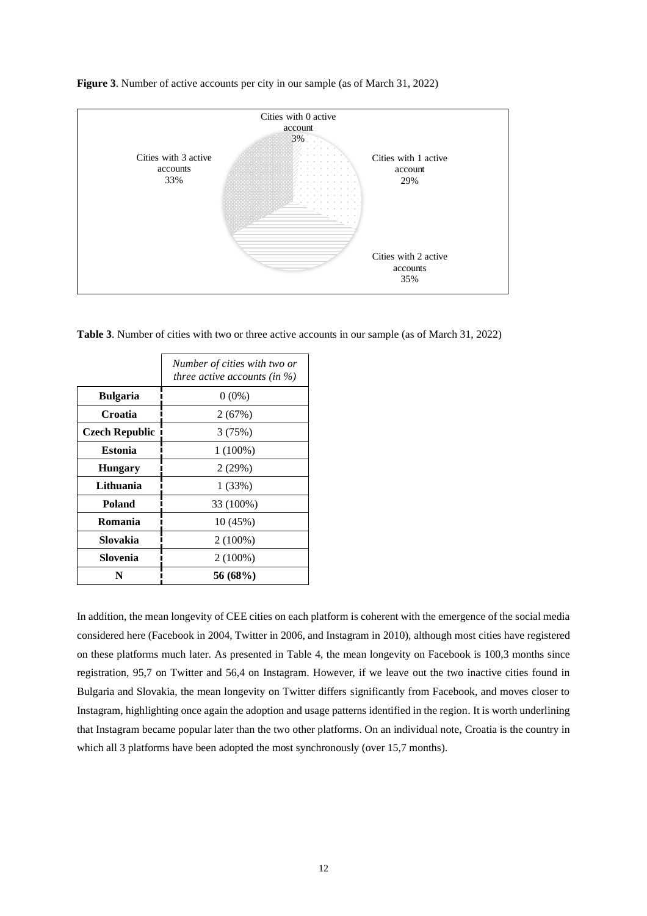**Figure 3**. Number of active accounts per city in our sample (as of March 31, 2022)

**Table 3**. Number of cities with two or three active accounts in our sample (as of March 31, 2022)

| | *Number of cities with two or three active accounts (in %)* |
|---|---|
| **Bulgaria** | 0 (0%) |
| **Croatia** | 2 (67%) |
| **Czech Republic** | 3 (75%) |
| **Estonia** | 1 (100%) |
| **Hungary** | 2 (29%) |
| **Lithuania** | 1 (33%) |
| **Poland** | 33 (100%) |
| **Romania** | 10 (45%) |
| **Slovakia** | 2 (100%) |
| **Slovenia** | 2 (100%) |
| **N** | **56 (68%)** |

In addition, the mean longevity of CEE cities on each platform is coherent with the emergence of the social media considered here (Facebook in 2004, Twitter in 2006, and Instagram in 2010), although most cities have registered on these platforms much later. As presented in Table 4, the mean longevity on Facebook is 100,3 months since registration, 95,7 on Twitter and 56,4 on Instagram. However, if we leave out the two inactive cities found in Bulgaria and Slovakia, the mean longevity on Twitter differs significantly from Facebook, and moves closer to Instagram, highlighting once again the adoption and usage patterns identified in the region. It is worth underlining that Instagram became popular later than the two other platforms. On an individual note, Croatia is the country in which all 3 platforms have been adopted the most synchronously (over 15,7 months).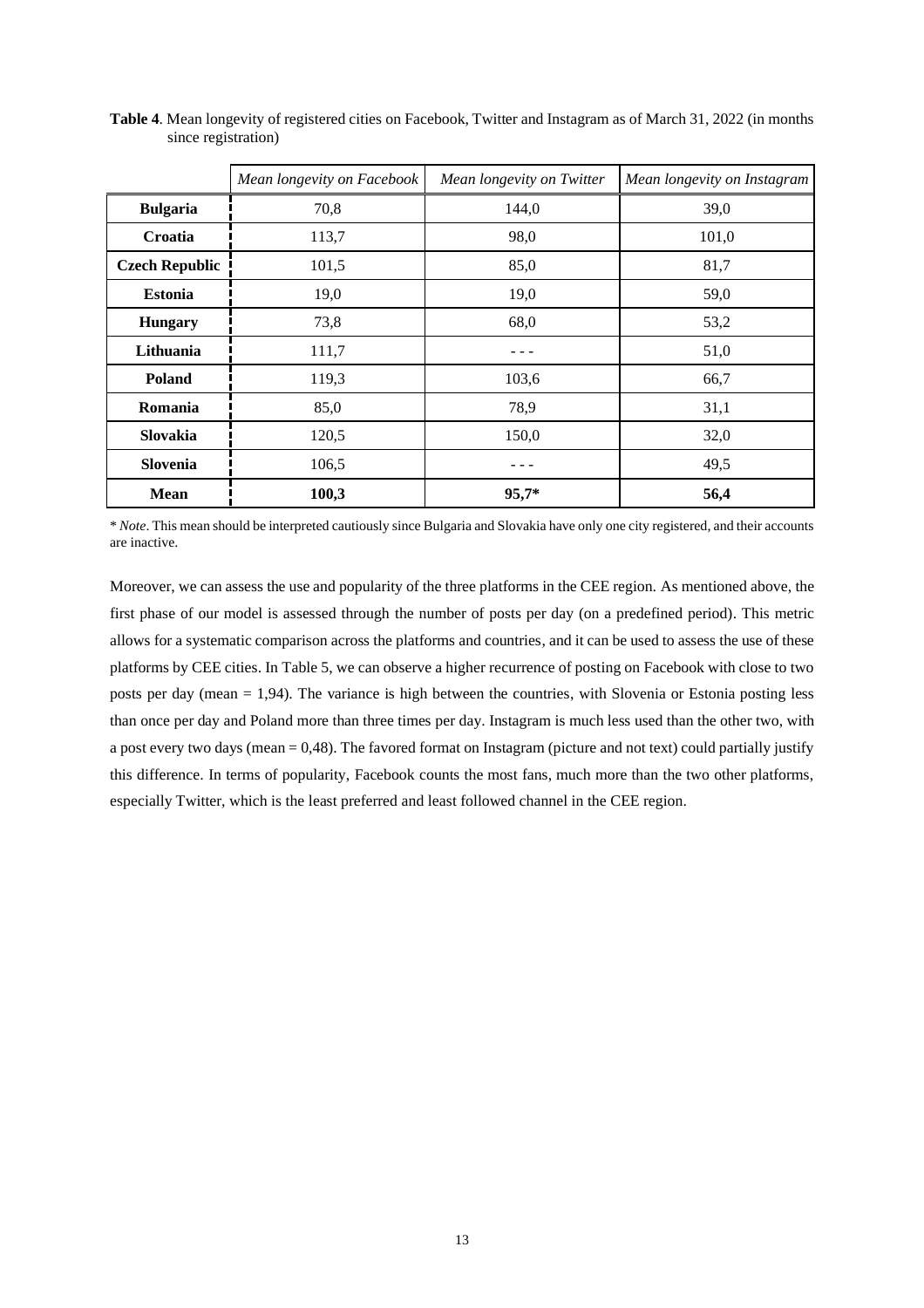**Table 4**. Mean longevity of registered cities on Facebook, Twitter and Instagram as of March 31, 2022 (in months since registration)

| | *Mean longevity on Facebook* | *Mean longevity on Twitter* | *Mean longevity on Instagram* |
|---|---|---|---|
| **Bulgaria** | 70,8 | 144,0 | 39,0 |
| **Croatia** | 113,7 | 98,0 | 101,0 |
| **Czech Republic** | 101,5 | 85,0 | 81,7 |
| **Estonia** | 19,0 | 19,0 | 59,0 |
| **Hungary** | 73,8 | 68,0 | 53,2 |
| **Lithuania** | 111,7 | - - - | 51,0 |
| **Poland** | 119,3 | 103,6 | 66,7 |
| **Romania** | 85,0 | 78,9 | 31,1 |
| **Slovakia** | 120,5 | 150,0 | 32,0 |
| **Slovenia** | 106,5 | - - - | 49,5 |
| **Mean** | **100,3** | **95,7*** | **56,4** |

* *Note*. This mean should be interpreted cautiously since Bulgaria and Slovakia have only one city registered, and their accounts are inactive.

Moreover, we can assess the use and popularity of the three platforms in the CEE region. As mentioned above, the first phase of our model is assessed through the number of posts per day (on a predefined period). This metric allows for a systematic comparison across the platforms and countries, and it can be used to assess the use of these platforms by CEE cities. In Table 5, we can observe a higher recurrence of posting on Facebook with close to two posts per day (mean = 1,94). The variance is high between the countries, with Slovenia or Estonia posting less than once per day and Poland more than three times per day. Instagram is much less used than the other two, with a post every two days (mean = 0,48). The favored format on Instagram (picture and not text) could partially justify this difference. In terms of popularity, Facebook counts the most fans, much more than the two other platforms, especially Twitter, which is the least preferred and least followed channel in the CEE region.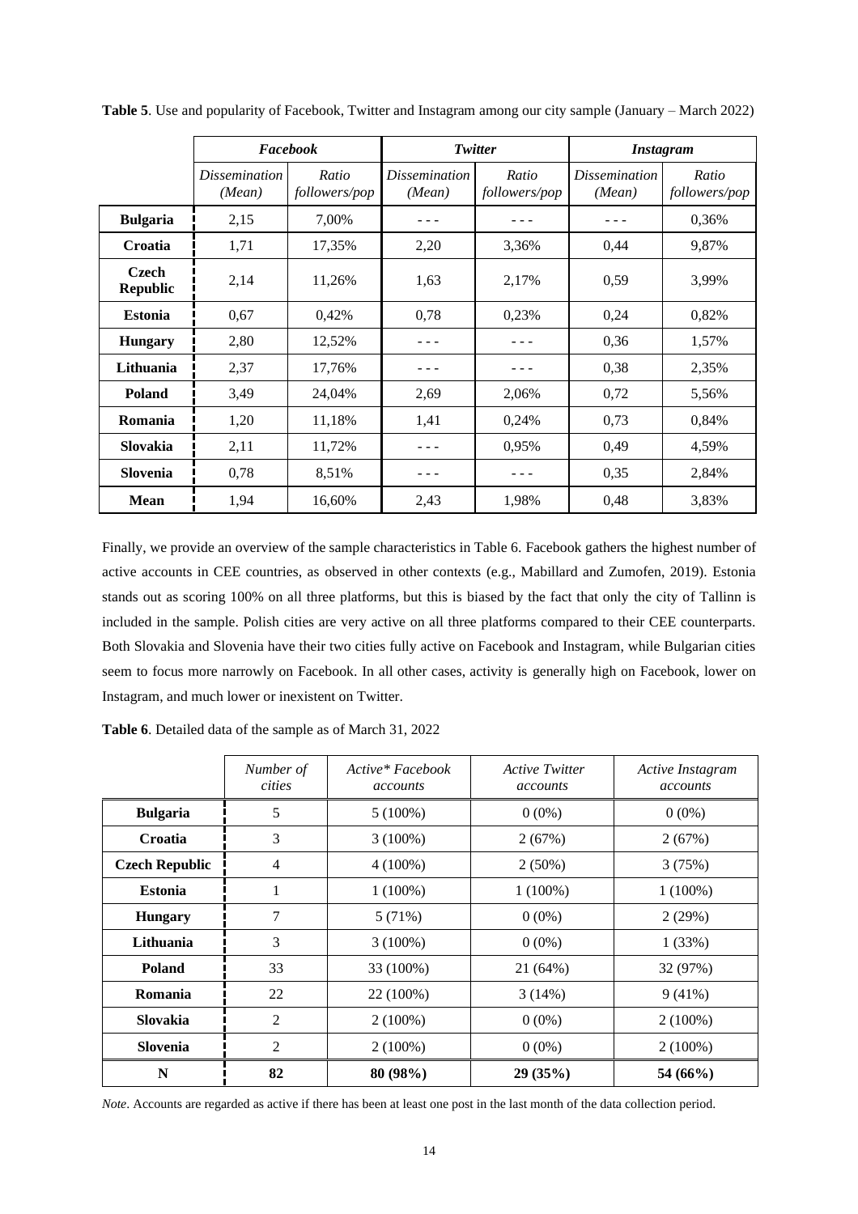**Table 5**. Use and popularity of Facebook, Twitter and Instagram among our city sample (January – March 2022)

| | ***Facebook*** | | ***Twitter*** | | ***Instagram*** | |
|---|---|---|---|---|---|---|
| | *Dissemination (Mean)* | *Ratio followers/pop* | *Dissemination (Mean)* | *Ratio followers/pop* | *Dissemination (Mean)* | *Ratio followers/pop* |
| **Bulgaria** | 2,15 | 7,00% | - - - | - - - | - - - | 0,36% |
| **Croatia** | 1,71 | 17,35% | 2,20 | 3,36% | 0,44 | 9,87% |
| **Czech Republic** | 2,14 | 11,26% | 1,63 | 2,17% | 0,59 | 3,99% |
| **Estonia** | 0,67 | 0,42% | 0,78 | 0,23% | 0,24 | 0,82% |
| **Hungary** | 2,80 | 12,52% | - - - | - - - | 0,36 | 1,57% |
| **Lithuania** | 2,37 | 17,76% | - - - | - - - | 0,38 | 2,35% |
| **Poland** | 3,49 | 24,04% | 2,69 | 2,06% | 0,72 | 5,56% |
| **Romania** | 1,20 | 11,18% | 1,41 | 0,24% | 0,73 | 0,84% |
| **Slovakia** | 2,11 | 11,72% | - - - | 0,95% | 0,49 | 4,59% |
| **Slovenia** | 0,78 | 8,51% | - - - | - - - | 0,35 | 2,84% |
| **Mean** | 1,94 | 16,60% | 2,43 | 1,98% | 0,48 | 3,83% |

Finally, we provide an overview of the sample characteristics in Table 6. Facebook gathers the highest number of active accounts in CEE countries, as observed in other contexts (e.g., Mabillard and Zumofen, 2019). Estonia stands out as scoring 100% on all three platforms, but this is biased by the fact that only the city of Tallinn is included in the sample. Polish cities are very active on all three platforms compared to their CEE counterparts. Both Slovakia and Slovenia have their two cities fully active on Facebook and Instagram, while Bulgarian cities seem to focus more narrowly on Facebook. In all other cases, activity is generally high on Facebook, lower on Instagram, and much lower or inexistent on Twitter.

**Table 6**. Detailed data of the sample as of March 31, 2022

| | *Number of cities* | *Active\* Facebook accounts* | *Active Twitter accounts* | *Active Instagram accounts* |
|---|---|---|---|---|
| **Bulgaria** | 5 | 5 (100%) | 0 (0%) | 0 (0%) |
| **Croatia** | 3 | 3 (100%) | 2 (67%) | 2 (67%) |
| **Czech Republic** | 4 | 4 (100%) | 2 (50%) | 3 (75%) |
| **Estonia** | 1 | 1 (100%) | 1 (100%) | 1 (100%) |
| **Hungary** | 7 | 5 (71%) | 0 (0%) | 2 (29%) |
| **Lithuania** | 3 | 3 (100%) | 0 (0%) | 1 (33%) |
| **Poland** | 33 | 33 (100%) | 21 (64%) | 32 (97%) |
| **Romania** | 22 | 22 (100%) | 3 (14%) | 9 (41%) |
| **Slovakia** | 2 | 2 (100%) | 0 (0%) | 2 (100%) |
| **Slovenia** | 2 | 2 (100%) | 0 (0%) | 2 (100%) |
| **N** | **82** | **80 (98%)** | **29 (35%)** | **54 (66%)** |

*Note*. Accounts are regarded as active if there has been at least one post in the last month of the data collection period.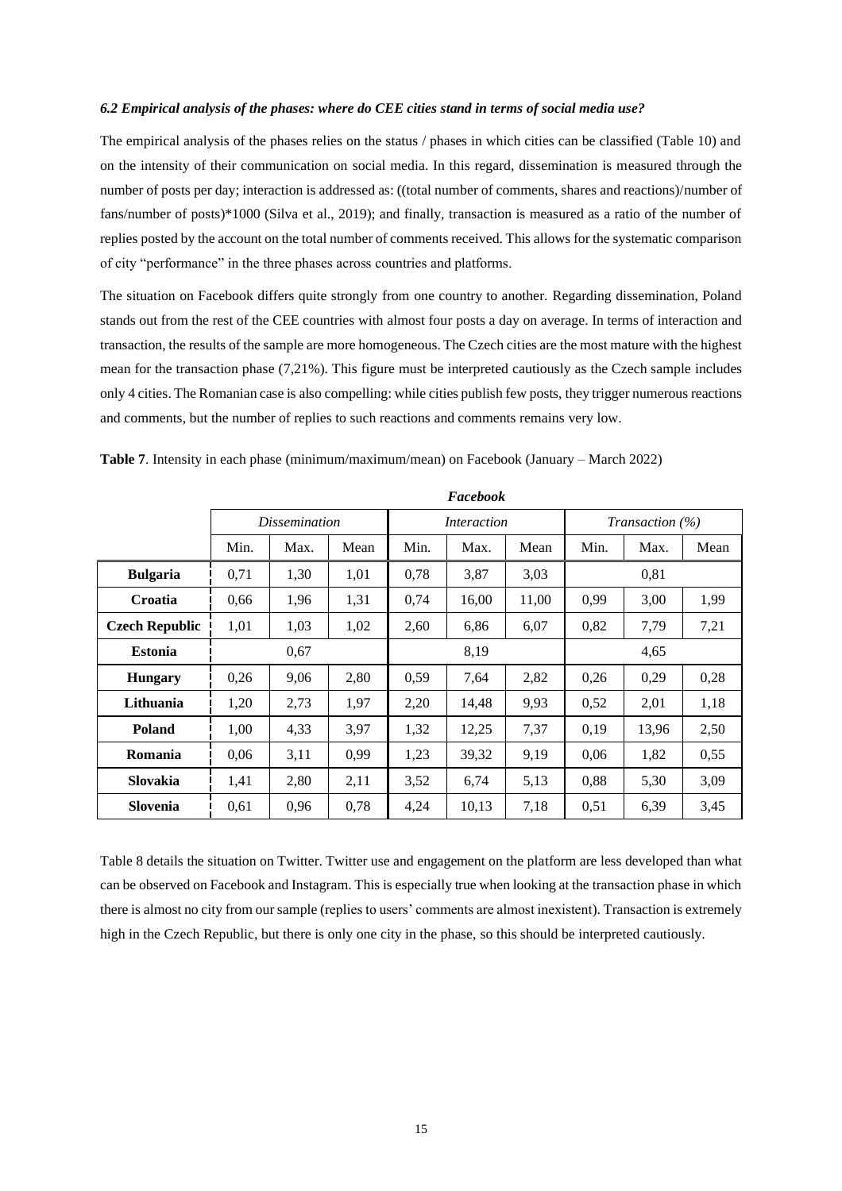### *6.2 Empirical analysis of the phases: where do CEE cities stand in terms of social media use?*

The empirical analysis of the phases relies on the status / phases in which cities can be classified (Table 10) and on the intensity of their communication on social media. In this regard, dissemination is measured through the number of posts per day; interaction is addressed as: ((total number of comments, shares and reactions)/number of fans/number of posts)*1000 (Silva et al., 2019); and finally, transaction is measured as a ratio of the number of replies posted by the account on the total number of comments received. This allows for the systematic comparison of city "performance" in the three phases across countries and platforms.

The situation on Facebook differs quite strongly from one country to another. Regarding dissemination, Poland stands out from the rest of the CEE countries with almost four posts a day on average. In terms of interaction and transaction, the results of the sample are more homogeneous. The Czech cities are the most mature with the highest mean for the transaction phase (7,21%). This figure must be interpreted cautiously as the Czech sample includes only 4 cities. The Romanian case is also compelling: while cities publish few posts, they trigger numerous reactions and comments, but the number of replies to such reactions and comments remains very low.

**Table 7**. Intensity in each phase (minimum/maximum/mean) on Facebook (January – March 2022)

| | *Facebook* | | | | | | | | |
|---|---|---|---|---|---|---|---|---|---|
| | *Dissemination* | | | *Interaction* | | | *Transaction (%)* | | |
| | Min. | Max. | Mean | Min. | Max. | Mean | Min. | Max. | Mean |
| **Bulgaria** | 0,71 | 1,30 | 1,01 | 0,78 | 3,87 | 3,03 | 0,81 | | |
| **Croatia** | 0,66 | 1,96 | 1,31 | 0,74 | 16,00 | 11,00 | 0,99 | 3,00 | 1,99 |
| **Czech Republic** | 1,01 | 1,03 | 1,02 | 2,60 | 6,86 | 6,07 | 0,82 | 7,79 | 7,21 |
| **Estonia** | 0,67 | | | 8,19 | | | 4,65 | | |
| **Hungary** | 0,26 | 9,06 | 2,80 | 0,59 | 7,64 | 2,82 | 0,26 | 0,29 | 0,28 |
| **Lithuania** | 1,20 | 2,73 | 1,97 | 2,20 | 14,48 | 9,93 | 0,52 | 2,01 | 1,18 |
| **Poland** | 1,00 | 4,33 | 3,97 | 1,32 | 12,25 | 7,37 | 0,19 | 13,96 | 2,50 |
| **Romania** | 0,06 | 3,11 | 0,99 | 1,23 | 39,32 | 9,19 | 0,06 | 1,82 | 0,55 |
| **Slovakia** | 1,41 | 2,80 | 2,11 | 3,52 | 6,74 | 5,13 | 0,88 | 5,30 | 3,09 |
| **Slovenia** | 0,61 | 0,96 | 0,78 | 4,24 | 10,13 | 7,18 | 0,51 | 6,39 | 3,45 |

Table 8 details the situation on Twitter. Twitter use and engagement on the platform are less developed than what can be observed on Facebook and Instagram. This is especially true when looking at the transaction phase in which there is almost no city from our sample (replies to users' comments are almost inexistent). Transaction is extremely high in the Czech Republic, but there is only one city in the phase, so this should be interpreted cautiously.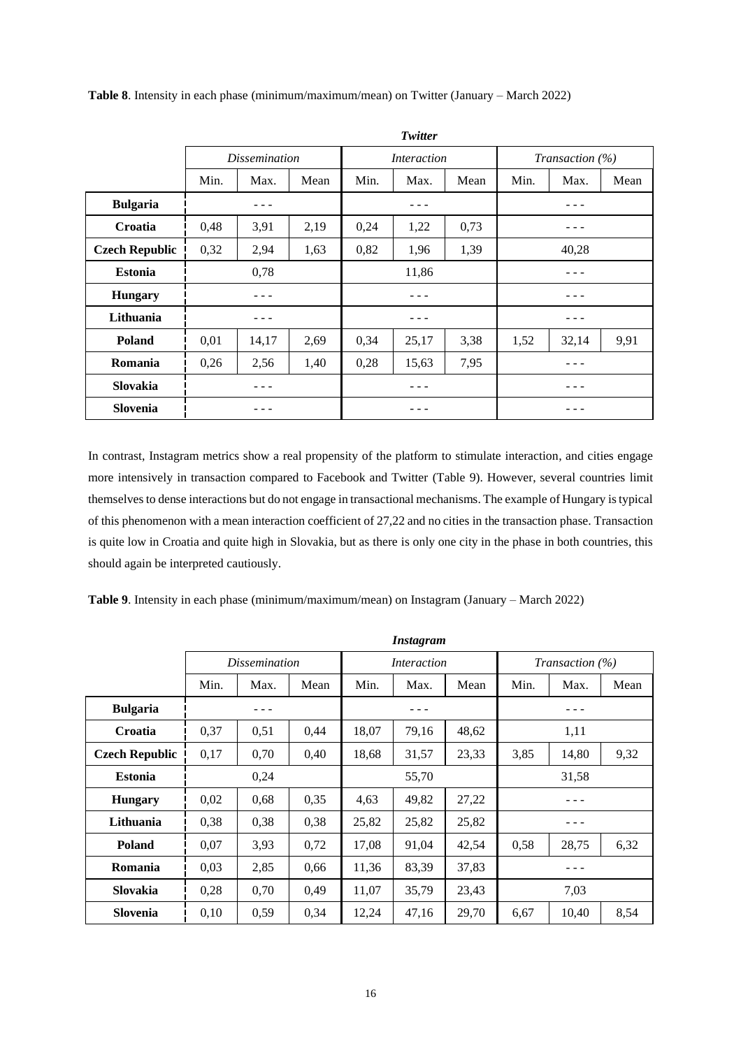**Table 8**. Intensity in each phase (minimum/maximum/mean) on Twitter (January – March 2022)

| | *Twitter* | | | | | | | | |
|---|---|---|---|---|---|---|---|---|---|
| | *Dissemination* | | | *Interaction* | | | *Transaction (%)* | | |
| | Min. | Max. | Mean | Min. | Max. | Mean | Min. | Max. | Mean |
| **Bulgaria** | - - - | | | - - - | | | - - - | | |
| **Croatia** | 0,48 | 3,91 | 2,19 | 0,24 | 1,22 | 0,73 | - - - | | |
| **Czech Republic** | 0,32 | 2,94 | 1,63 | 0,82 | 1,96 | 1,39 | 40,28 | | |
| **Estonia** | 0,78 | | | 11,86 | | | - - - | | |
| **Hungary** | - - - | | | - - - | | | - - - | | |
| **Lithuania** | - - - | | | - - - | | | - - - | | |
| **Poland** | 0,01 | 14,17 | 2,69 | 0,34 | 25,17 | 3,38 | 1,52 | 32,14 | 9,91 |
| **Romania** | 0,26 | 2,56 | 1,40 | 0,28 | 15,63 | 7,95 | - - - | | |
| **Slovakia** | - - - | | | - - - | | | - - - | | |
| **Slovenia** | - - - | | | - - - | | | - - - | | |

In contrast, Instagram metrics show a real propensity of the platform to stimulate interaction, and cities engage more intensively in transaction compared to Facebook and Twitter (Table 9). However, several countries limit themselves to dense interactions but do not engage in transactional mechanisms. The example of Hungary is typical of this phenomenon with a mean interaction coefficient of 27,22 and no cities in the transaction phase. Transaction is quite low in Croatia and quite high in Slovakia, but as there is only one city in the phase in both countries, this should again be interpreted cautiously.

**Table 9**. Intensity in each phase (minimum/maximum/mean) on Instagram (January – March 2022)

| | *Instagram* | | | | | | | | |
|---|---|---|---|---|---|---|---|---|---|
| | *Dissemination* | | | *Interaction* | | | *Transaction (%)* | | |
| | Min. | Max. | Mean | Min. | Max. | Mean | Min. | Max. | Mean |
| **Bulgaria** | - - - | | | - - - | | | - - - | | |
| **Croatia** | 0,37 | 0,51 | 0,44 | 18,07 | 79,16 | 48,62 | 1,11 | | |
| **Czech Republic** | 0,17 | 0,70 | 0,40 | 18,68 | 31,57 | 23,33 | 3,85 | 14,80 | 9,32 |
| **Estonia** | 0,24 | | | 55,70 | | | 31,58 | | |
| **Hungary** | 0,02 | 0,68 | 0,35 | 4,63 | 49,82 | 27,22 | - - - | | |
| **Lithuania** | 0,38 | 0,38 | 0,38 | 25,82 | 25,82 | 25,82 | - - - | | |
| **Poland** | 0,07 | 3,93 | 0,72 | 17,08 | 91,04 | 42,54 | 0,58 | 28,75 | 6,32 |
| **Romania** | 0,03 | 2,85 | 0,66 | 11,36 | 83,39 | 37,83 | - - - | | |
| **Slovakia** | 0,28 | 0,70 | 0,49 | 11,07 | 35,79 | 23,43 | 7,03 | | |
| **Slovenia** | 0,10 | 0,59 | 0,34 | 12,24 | 47,16 | 29,70 | 6,67 | 10,40 | 8,54 |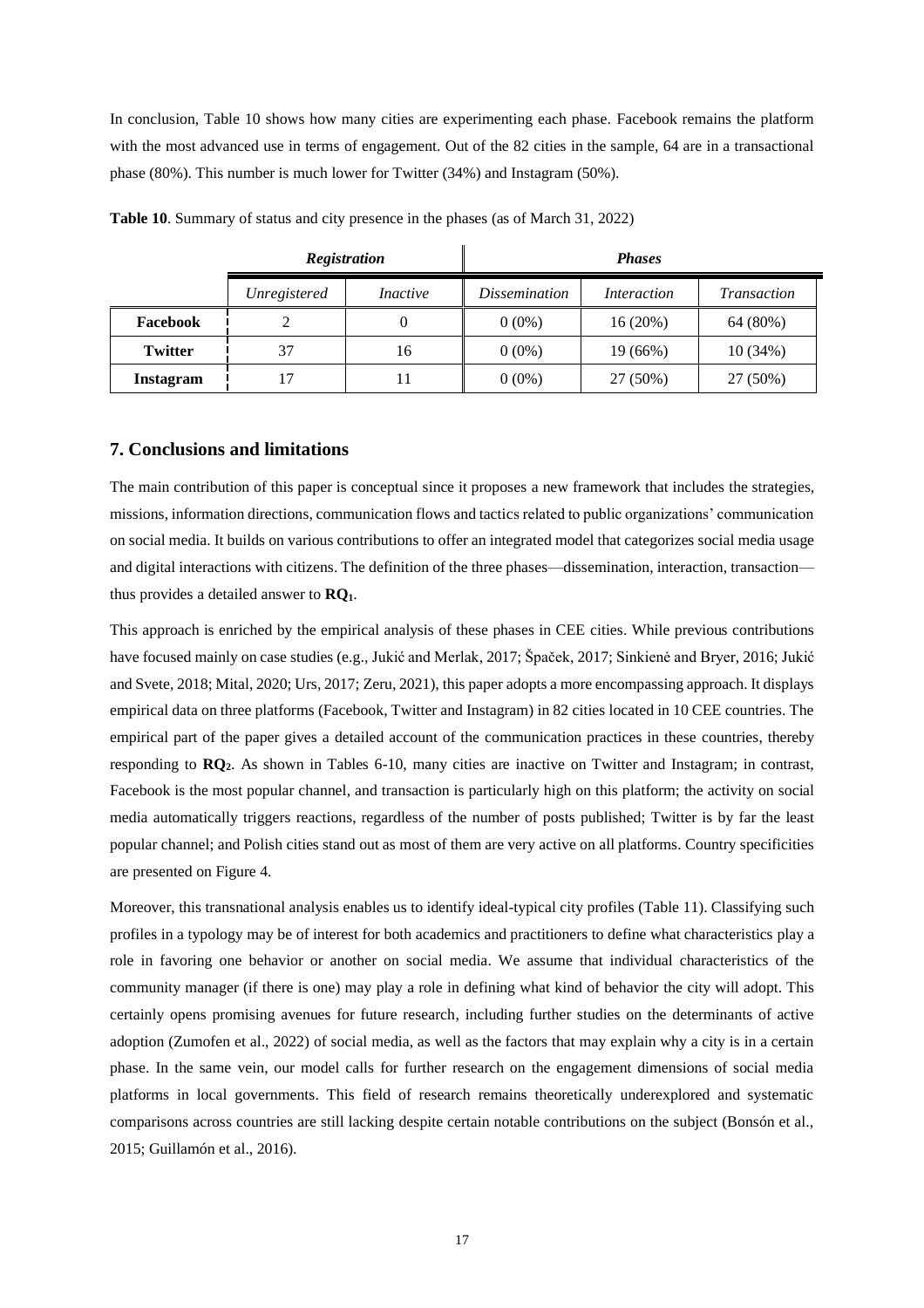In conclusion, Table 10 shows how many cities are experimenting each phase. Facebook remains the platform with the most advanced use in terms of engagement. Out of the 82 cities in the sample, 64 are in a transactional phase (80%). This number is much lower for Twitter (34%) and Instagram (50%).

**Table 10**. Summary of status and city presence in the phases (as of March 31, 2022)

| | ***Registration*** | | ***Phases*** | | |
|---|---|---|---|---|---|
| | *Unregistered* | *Inactive* | *Dissemination* | *Interaction* | *Transaction* |
| **Facebook** | 2 | 0 | 0 (0%) | 16 (20%) | 64 (80%) |
| **Twitter** | 37 | 16 | 0 (0%) | 19 (66%) | 10 (34%) |
| **Instagram** | 17 | 11 | 0 (0%) | 27 (50%) | 27 (50%) |

## 7. Conclusions and limitations

The main contribution of this paper is conceptual since it proposes a new framework that includes the strategies, missions, information directions, communication flows and tactics related to public organizations' communication on social media. It builds on various contributions to offer an integrated model that categorizes social media usage and digital interactions with citizens. The definition of the three phases—dissemination, interaction, transaction—thus provides a detailed answer to **RQ$_1$**.

This approach is enriched by the empirical analysis of these phases in CEE cities. While previous contributions have focused mainly on case studies (e.g., Jukić and Merlak, 2017; Špaček, 2017; Sinkienė and Bryer, 2016; Jukić and Svete, 2018; Mital, 2020; Urs, 2017; Zeru, 2021), this paper adopts a more encompassing approach. It displays empirical data on three platforms (Facebook, Twitter and Instagram) in 82 cities located in 10 CEE countries. The empirical part of the paper gives a detailed account of the communication practices in these countries, thereby responding to **RQ$_2$**. As shown in Tables 6-10, many cities are inactive on Twitter and Instagram; in contrast, Facebook is the most popular channel, and transaction is particularly high on this platform; the activity on social media automatically triggers reactions, regardless of the number of posts published; Twitter is by far the least popular channel; and Polish cities stand out as most of them are very active on all platforms. Country specificities are presented on Figure 4.

Moreover, this transnational analysis enables us to identify ideal-typical city profiles (Table 11). Classifying such profiles in a typology may be of interest for both academics and practitioners to define what characteristics play a role in favoring one behavior or another on social media. We assume that individual characteristics of the community manager (if there is one) may play a role in defining what kind of behavior the city will adopt. This certainly opens promising avenues for future research, including further studies on the determinants of active adoption (Zumofen et al., 2022) of social media, as well as the factors that may explain why a city is in a certain phase. In the same vein, our model calls for further research on the engagement dimensions of social media platforms in local governments. This field of research remains theoretically underexplored and systematic comparisons across countries are still lacking despite certain notable contributions on the subject (Bonsón et al., 2015; Guillamón et al., 2016).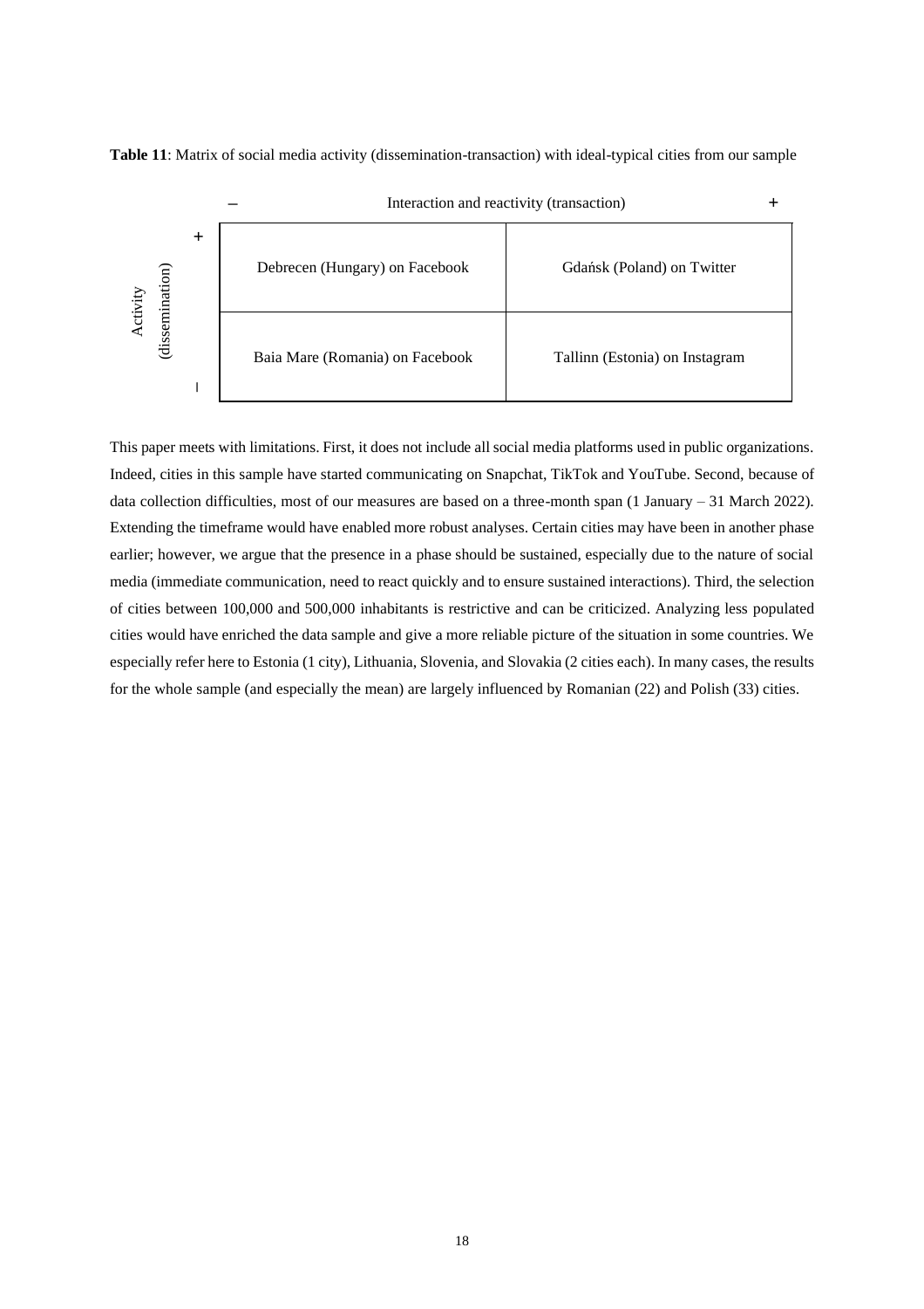**Table 11**: Matrix of social media activity (dissemination-transaction) with ideal-typical cities from our sample

| Activity (dissemination) \ Interaction and reactivity (transaction) | – | + |
|---|---|---|
| + | Debrecen (Hungary) on Facebook | Gdańsk (Poland) on Twitter |
| – | Baia Mare (Romania) on Facebook | Tallinn (Estonia) on Instagram |

This paper meets with limitations. First, it does not include all social media platforms used in public organizations. Indeed, cities in this sample have started communicating on Snapchat, TikTok and YouTube. Second, because of data collection difficulties, most of our measures are based on a three-month span (1 January – 31 March 2022). Extending the timeframe would have enabled more robust analyses. Certain cities may have been in another phase earlier; however, we argue that the presence in a phase should be sustained, especially due to the nature of social media (immediate communication, need to react quickly and to ensure sustained interactions). Third, the selection of cities between 100,000 and 500,000 inhabitants is restrictive and can be criticized. Analyzing less populated cities would have enriched the data sample and give a more reliable picture of the situation in some countries. We especially refer here to Estonia (1 city), Lithuania, Slovenia, and Slovakia (2 cities each). In many cases, the results for the whole sample (and especially the mean) are largely influenced by Romanian (22) and Polish (33) cities.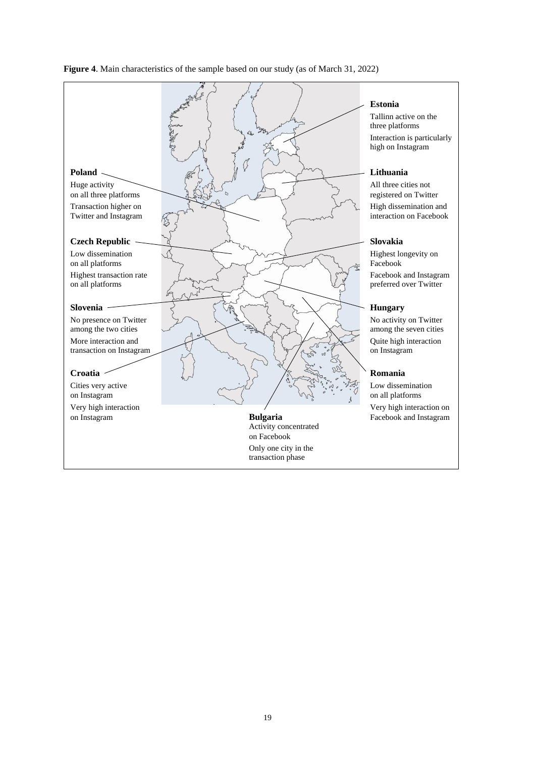**Figure 4**. Main characteristics of the sample based on our study (as of March 31, 2022)

**Poland**
Huge activity on all three platforms
Transaction higher on Twitter and Instagram

**Czech Republic**
Low dissemination on all platforms
Highest transaction rate on all platforms

**Slovenia**
No presence on Twitter among the two cities
More interaction and transaction on Instagram

**Croatia**
Cities very active on Instagram
Very high interaction on Instagram

**Bulgaria**
Activity concentrated on Facebook
Only one city in the transaction phase

**Estonia**
Tallinn active on the three platforms
Interaction is particularly high on Instagram

**Lithuania**
All three cities not registered on Twitter
High dissemination and interaction on Facebook

**Slovakia**
Highest longevity on Facebook
Facebook and Instagram preferred over Twitter

**Hungary**
No activity on Twitter among the seven cities
Quite high interaction on Instagram

**Romania**
Low dissemination on all platforms
Very high interaction on Facebook and Instagram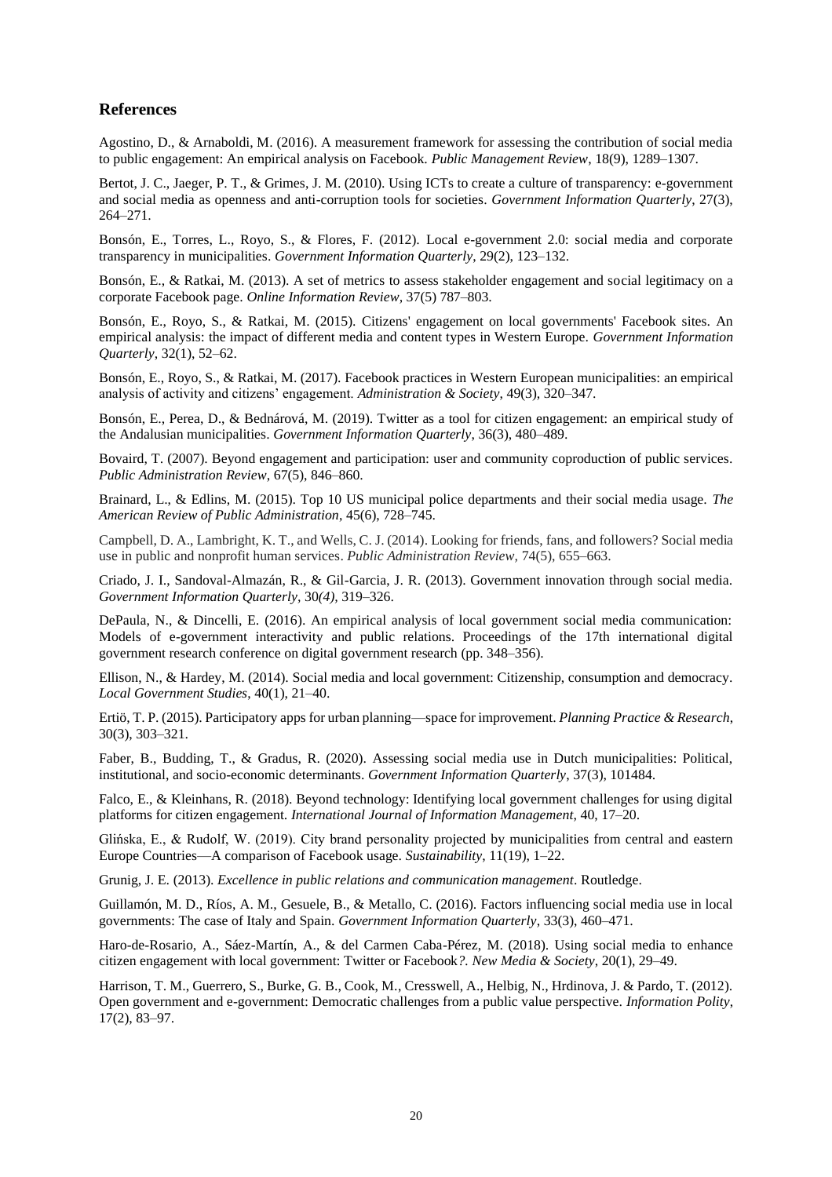## References

Agostino, D., & Arnaboldi, M. (2016). A measurement framework for assessing the contribution of social media to public engagement: An empirical analysis on Facebook. *Public Management Review*, 18(9), 1289–1307.

Bertot, J. C., Jaeger, P. T., & Grimes, J. M. (2010). Using ICTs to create a culture of transparency: e-government and social media as openness and anti-corruption tools for societies. *Government Information Quarterly*, 27(3), 264–271.

Bonsón, E., Torres, L., Royo, S., & Flores, F. (2012). Local e-government 2.0: social media and corporate transparency in municipalities. *Government Information Quarterly*, 29(2), 123–132.

Bonsón, E., & Ratkai, M. (2013). A set of metrics to assess stakeholder engagement and social legitimacy on a corporate Facebook page. *Online Information Review,* 37(5) 787–803.

Bonsón, E., Royo, S., & Ratkai, M. (2015). Citizens' engagement on local governments' Facebook sites. An empirical analysis: the impact of different media and content types in Western Europe. *Government Information Quarterly*, 32(1), 52–62.

Bonsón, E., Royo, S., & Ratkai, M. (2017). Facebook practices in Western European municipalities: an empirical analysis of activity and citizens' engagement. *Administration & Society*, 49(3), 320–347.

Bonsón, E., Perea, D., & Bednárová, M. (2019). Twitter as a tool for citizen engagement: an empirical study of the Andalusian municipalities. *Government Information Quarterly*, 36(3), 480–489.

Bovaird, T. (2007). Beyond engagement and participation: user and community coproduction of public services. *Public Administration Review*, 67(5), 846–860.

Brainard, L., & Edlins, M. (2015). Top 10 US municipal police departments and their social media usage. *The American Review of Public Administration*, 45(6), 728–745.

Campbell, D. A., Lambright, K. T., and Wells, C. J. (2014). Looking for friends, fans, and followers? Social media use in public and nonprofit human services. *Public Administration Review*, 74(5), 655–663.

Criado, J. I., Sandoval-Almazán, R., & Gil-Garcia, J. R. (2013). Government innovation through social media. *Government Information Quarterly*, 30*(4),* 319–326.

DePaula, N., & Dincelli, E. (2016). An empirical analysis of local government social media communication: Models of e-government interactivity and public relations. Proceedings of the 17th international digital government research conference on digital government research (pp. 348–356).

Ellison, N., & Hardey, M. (2014). Social media and local government: Citizenship, consumption and democracy. *Local Government Studies*, 40(1), 21–40.

Ertiö, T. P. (2015). Participatory apps for urban planning—space for improvement. *Planning Practice & Research*, 30(3), 303–321.

Faber, B., Budding, T., & Gradus, R. (2020). Assessing social media use in Dutch municipalities: Political, institutional, and socio-economic determinants. *Government Information Quarterly*, 37(3), 101484.

Falco, E., & Kleinhans, R. (2018). Beyond technology: Identifying local government challenges for using digital platforms for citizen engagement. *International Journal of Information Management*, 40, 17–20.

Glińska, E., & Rudolf, W. (2019). City brand personality projected by municipalities from central and eastern Europe Countries—A comparison of Facebook usage. *Sustainability*, 11(19), 1–22.

Grunig, J. E. (2013). *Excellence in public relations and communication management*. Routledge.

Guillamón, M. D., Ríos, A. M., Gesuele, B., & Metallo, C. (2016). Factors influencing social media use in local governments: The case of Italy and Spain. *Government Information Quarterly*, 33(3), 460–471.

Haro-de-Rosario, A., Sáez-Martín, A., & del Carmen Caba-Pérez, M. (2018). Using social media to enhance citizen engagement with local government: Twitter or Facebook*?. New Media & Society*, 20(1), 29–49.

Harrison, T. M., Guerrero, S., Burke, G. B., Cook, M., Cresswell, A., Helbig, N., Hrdinova, J. & Pardo, T. (2012). Open government and e-government: Democratic challenges from a public value perspective. *Information Polity*, 17(2), 83–97.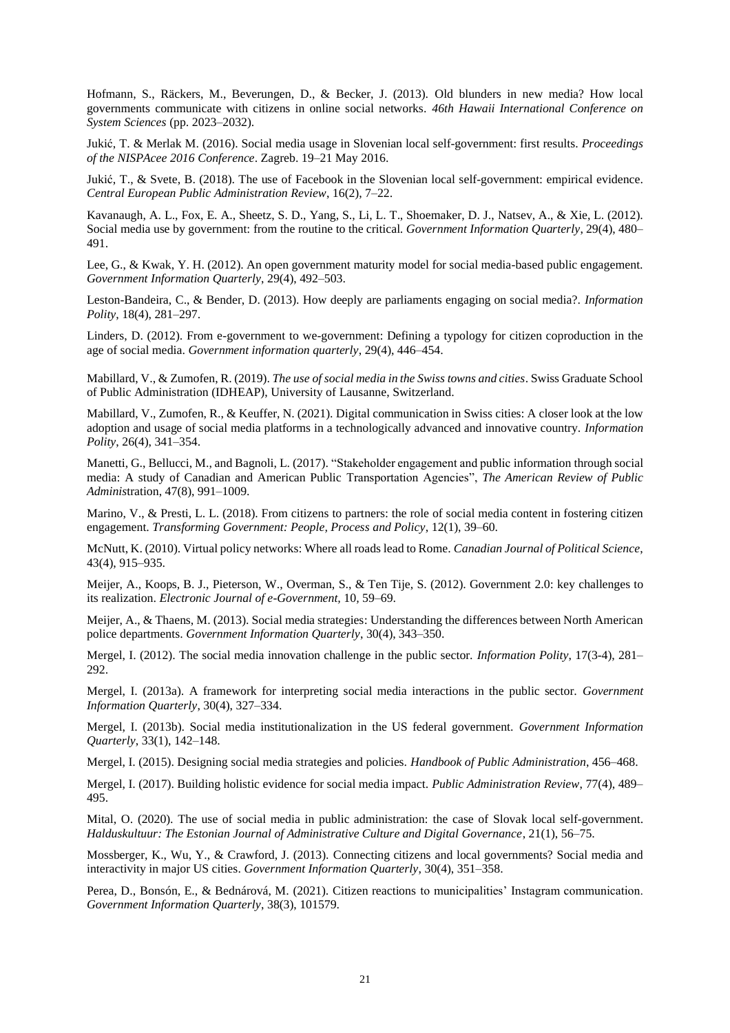Hofmann, S., Räckers, M., Beverungen, D., & Becker, J. (2013). Old blunders in new media? How local governments communicate with citizens in online social networks. *46th Hawaii International Conference on System Sciences* (pp. 2023–2032).

Jukić, T. & Merlak M. (2016). Social media usage in Slovenian local self-government: first results. *Proceedings of the NISPAcee 2016 Conference*. Zagreb. 19–21 May 2016.

Jukić, T., & Svete, B. (2018). The use of Facebook in the Slovenian local self-government: empirical evidence. *Central European Public Administration Review*, 16(2), 7–22.

Kavanaugh, A. L., Fox, E. A., Sheetz, S. D., Yang, S., Li, L. T., Shoemaker, D. J., Natsev, A., & Xie, L. (2012). Social media use by government: from the routine to the critical. *Government Information Quarterly*, 29(4), 480–491.

Lee, G., & Kwak, Y. H. (2012). An open government maturity model for social media-based public engagement. *Government Information Quarterly*, 29(4), 492–503.

Leston-Bandeira, C., & Bender, D. (2013). How deeply are parliaments engaging on social media?. *Information Polity*, 18(4), 281–297.

Linders, D. (2012). From e-government to we-government: Defining a typology for citizen coproduction in the age of social media. *Government information quarterly*, 29(4), 446–454.

Mabillard, V., & Zumofen, R. (2019). *The use of social media in the Swiss towns and cities*. Swiss Graduate School of Public Administration (IDHEAP), University of Lausanne, Switzerland.

Mabillard, V., Zumofen, R., & Keuffer, N. (2021). Digital communication in Swiss cities: A closer look at the low adoption and usage of social media platforms in a technologically advanced and innovative country. *Information Polity*, 26(4), 341–354.

Manetti, G., Bellucci, M., and Bagnoli, L. (2017). "Stakeholder engagement and public information through social media: A study of Canadian and American Public Transportation Agencies", *The American Review of Public Administration*, 47(8), 991–1009.

Marino, V., & Presti, L. L. (2018). From citizens to partners: the role of social media content in fostering citizen engagement. *Transforming Government: People, Process and Policy*, 12(1), 39–60.

McNutt, K. (2010). Virtual policy networks: Where all roads lead to Rome. *Canadian Journal of Political Science*, 43(4), 915–935.

Meijer, A., Koops, B. J., Pieterson, W., Overman, S., & Ten Tije, S. (2012). Government 2.0: key challenges to its realization. *Electronic Journal of e-Government*, 10, 59–69.

Meijer, A., & Thaens, M. (2013). Social media strategies: Understanding the differences between North American police departments. *Government Information Quarterly*, 30(4), 343–350.

Mergel, I. (2012). The social media innovation challenge in the public sector. *Information Polity*, 17(3-4), 281–292.

Mergel, I. (2013a). A framework for interpreting social media interactions in the public sector. *Government Information Quarterly*, 30(4), 327–334.

Mergel, I. (2013b). Social media institutionalization in the US federal government. *Government Information Quarterly*, 33(1), 142–148.

Mergel, I. (2015). Designing social media strategies and policies. *Handbook of Public Administration*, 456–468.

Mergel, I. (2017). Building holistic evidence for social media impact. *Public Administration Review*, 77(4), 489–495.

Mital, O. (2020). The use of social media in public administration: the case of Slovak local self-government. *Halduskultuur: The Estonian Journal of Administrative Culture and Digital Governance*, 21(1), 56–75.

Mossberger, K., Wu, Y., & Crawford, J. (2013). Connecting citizens and local governments? Social media and interactivity in major US cities. *Government Information Quarterly*, 30(4), 351–358.

Perea, D., Bonsón, E., & Bednárová, M. (2021). Citizen reactions to municipalities' Instagram communication. *Government Information Quarterly*, 38(3), 101579.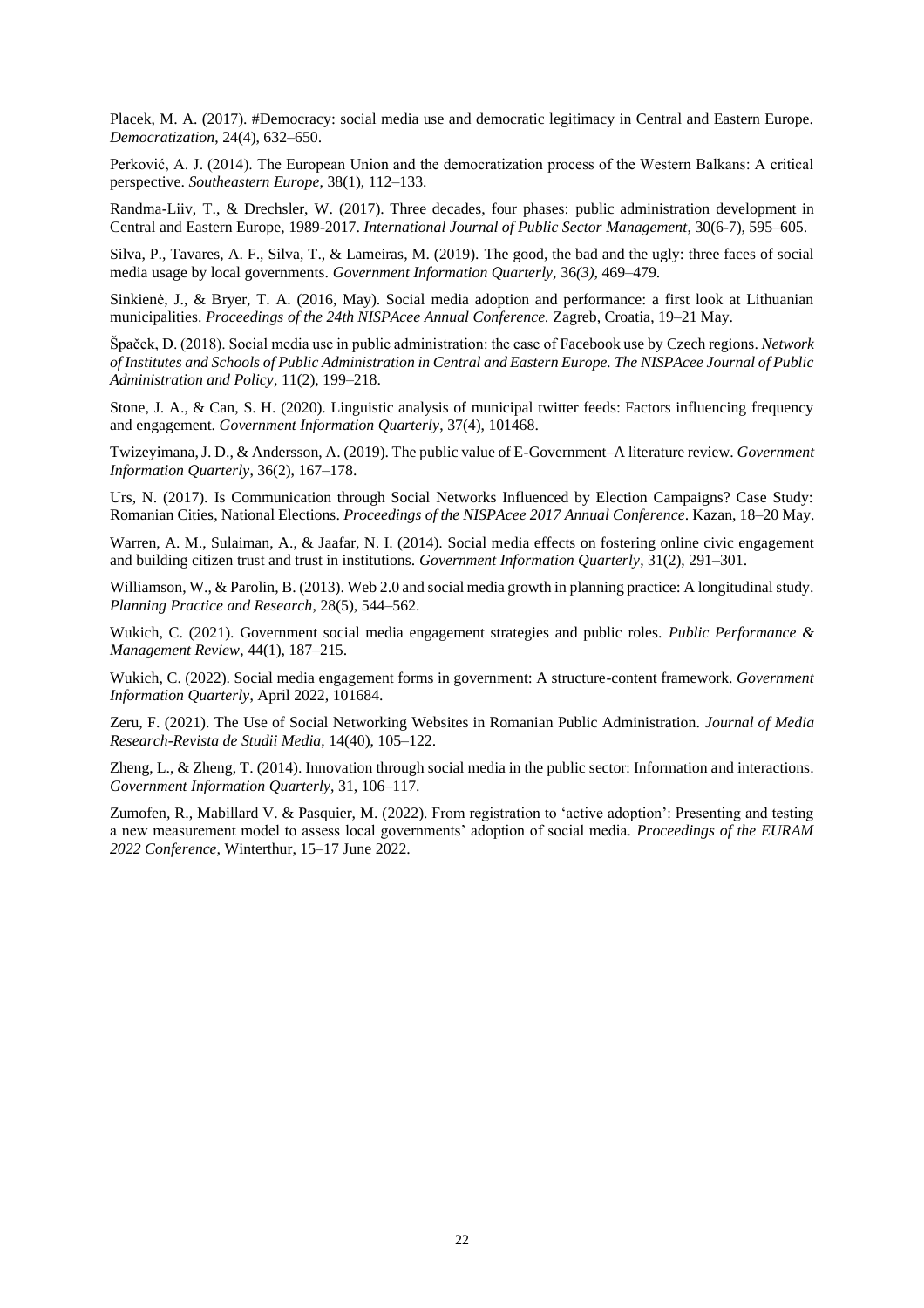Placek, M. A. (2017). #Democracy: social media use and democratic legitimacy in Central and Eastern Europe. *Democratization*, 24(4), 632–650.

Perković, A. J. (2014). The European Union and the democratization process of the Western Balkans: A critical perspective. *Southeastern Europe*, 38(1), 112–133.

Randma-Liiv, T., & Drechsler, W. (2017). Three decades, four phases: public administration development in Central and Eastern Europe, 1989-2017. *International Journal of Public Sector Management*, 30(6-7), 595–605.

Silva, P., Tavares, A. F., Silva, T., & Lameiras, M. (2019). The good, the bad and the ugly: three faces of social media usage by local governments. *Government Information Quarterly*, 36*(3)*, 469–479.

Sinkienė, J., & Bryer, T. A. (2016, May). Social media adoption and performance: a first look at Lithuanian municipalities. *Proceedings of the 24th NISPAcee Annual Conference.* Zagreb, Croatia, 19–21 May.

Špaček, D. (2018). Social media use in public administration: the case of Facebook use by Czech regions. *Network of Institutes and Schools of Public Administration in Central and Eastern Europe. The NISPAcee Journal of Public Administration and Policy*, 11(2), 199–218.

Stone, J. A., & Can, S. H. (2020). Linguistic analysis of municipal twitter feeds: Factors influencing frequency and engagement. *Government Information Quarterly*, 37(4), 101468.

Twizeyimana, J. D., & Andersson, A. (2019). The public value of E-Government–A literature review. *Government Information Quarterly*, 36(2), 167–178.

Urs, N. (2017). Is Communication through Social Networks Influenced by Election Campaigns? Case Study: Romanian Cities, National Elections. *Proceedings of the NISPAcee 2017 Annual Conference*. Kazan, 18–20 May.

Warren, A. M., Sulaiman, A., & Jaafar, N. I. (2014). Social media effects on fostering online civic engagement and building citizen trust and trust in institutions. *Government Information Quarterly*, 31(2), 291–301.

Williamson, W., & Parolin, B. (2013). Web 2.0 and social media growth in planning practice: A longitudinal study. *Planning Practice and Research*, 28(5), 544–562.

Wukich, C. (2021). Government social media engagement strategies and public roles. *Public Performance & Management Review*, 44(1), 187–215.

Wukich, C. (2022). Social media engagement forms in government: A structure-content framework. *Government Information Quarterly*, April 2022, 101684.

Zeru, F. (2021). The Use of Social Networking Websites in Romanian Public Administration. *Journal of Media Research-Revista de Studii Media*, 14(40), 105–122.

Zheng, L., & Zheng, T. (2014). Innovation through social media in the public sector: Information and interactions. *Government Information Quarterly*, 31, 106–117.

Zumofen, R., Mabillard V. & Pasquier, M. (2022). From registration to 'active adoption': Presenting and testing a new measurement model to assess local governments' adoption of social media. *Proceedings of the EURAM 2022 Conference*, Winterthur, 15–17 June 2022.